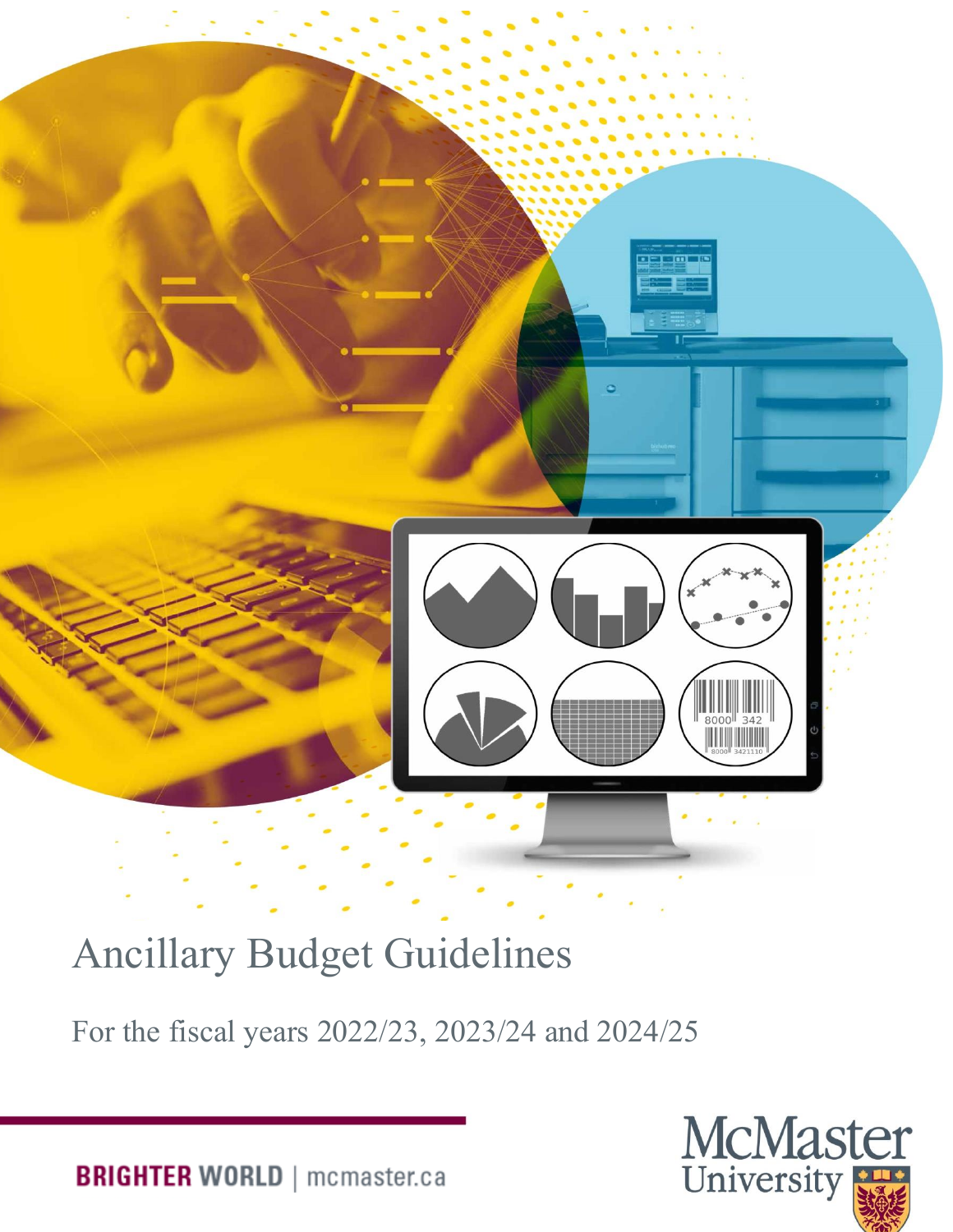# Ancillary Budget Guidelines

For the fiscal years 2022/23, 2023/24 and 2024/25

BRIGHTER WORLD | mcmaster.ca

McMaster University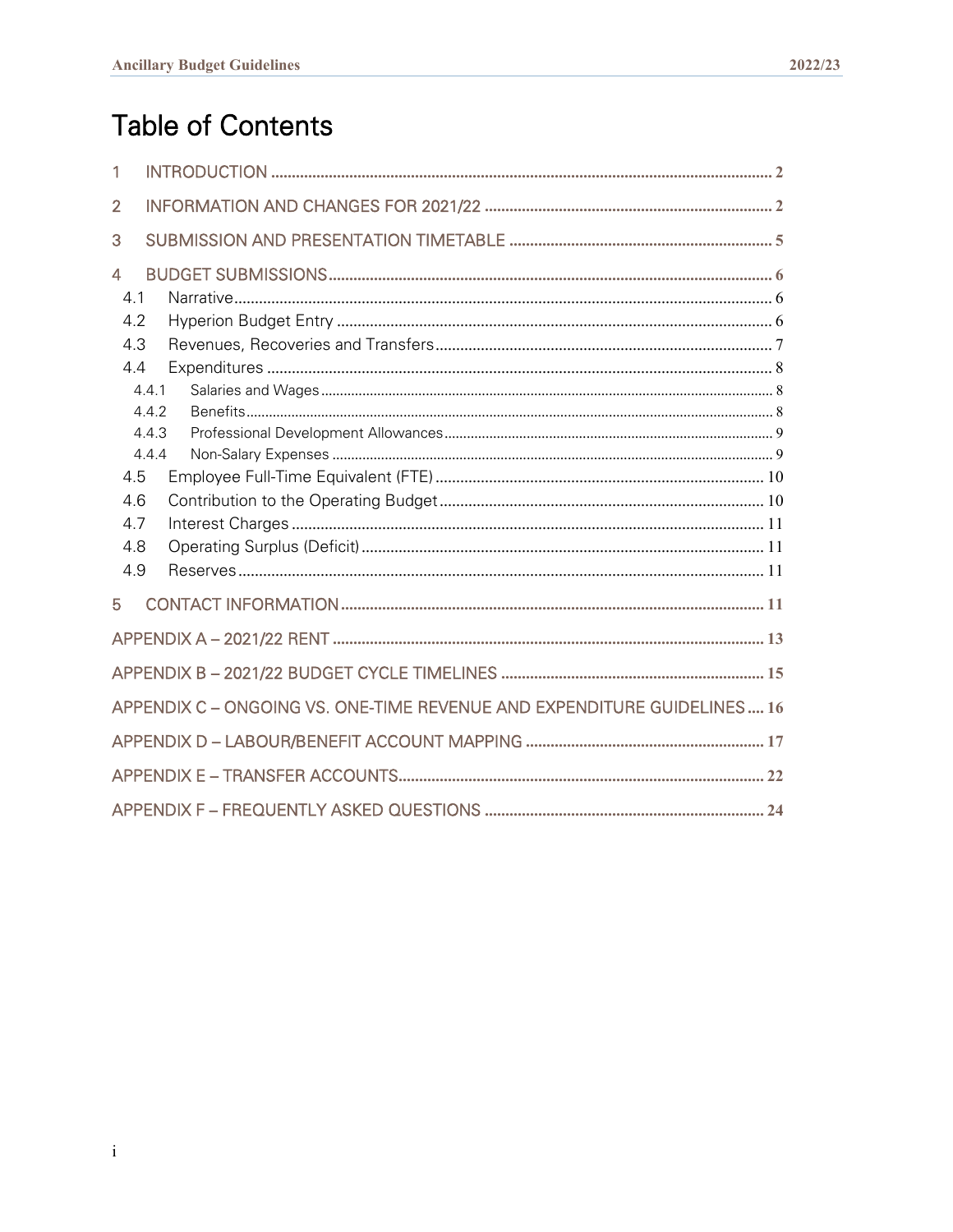# Table of Contents

1 INTRODUCTION .......... 2

2 INFORMATION AND CHANGES FOR 2021/22 .......... 2

3 SUBMISSION AND PRESENTATION TIMETABLE .......... 5

4 BUDGET SUBMISSIONS .......... 6

- 4.1 Narrative .......... 6
- 4.2 Hyperion Budget Entry .......... 6
- 4.3 Revenues, Recoveries and Transfers .......... 7
- 4.4 Expenditures .......... 8
  - 4.4.1 Salaries and Wages .......... 8
  - 4.4.2 Benefits .......... 8
  - 4.4.3 Professional Development Allowances .......... 9
  - 4.4.4 Non-Salary Expenses .......... 9
- 4.5 Employee Full-Time Equivalent (FTE) .......... 10
- 4.6 Contribution to the Operating Budget .......... 10
- 4.7 Interest Charges .......... 11
- 4.8 Operating Surplus (Deficit) .......... 11
- 4.9 Reserves .......... 11

5 CONTACT INFORMATION .......... 11

APPENDIX A – 2021/22 RENT .......... 13

APPENDIX B – 2021/22 BUDGET CYCLE TIMELINES .......... 15

APPENDIX C – ONGOING VS. ONE-TIME REVENUE AND EXPENDITURE GUIDELINES .......... 16

APPENDIX D – LABOUR/BENEFIT ACCOUNT MAPPING .......... 17

APPENDIX E – TRANSFER ACCOUNTS .......... 22

APPENDIX F – FREQUENTLY ASKED QUESTIONS .......... 24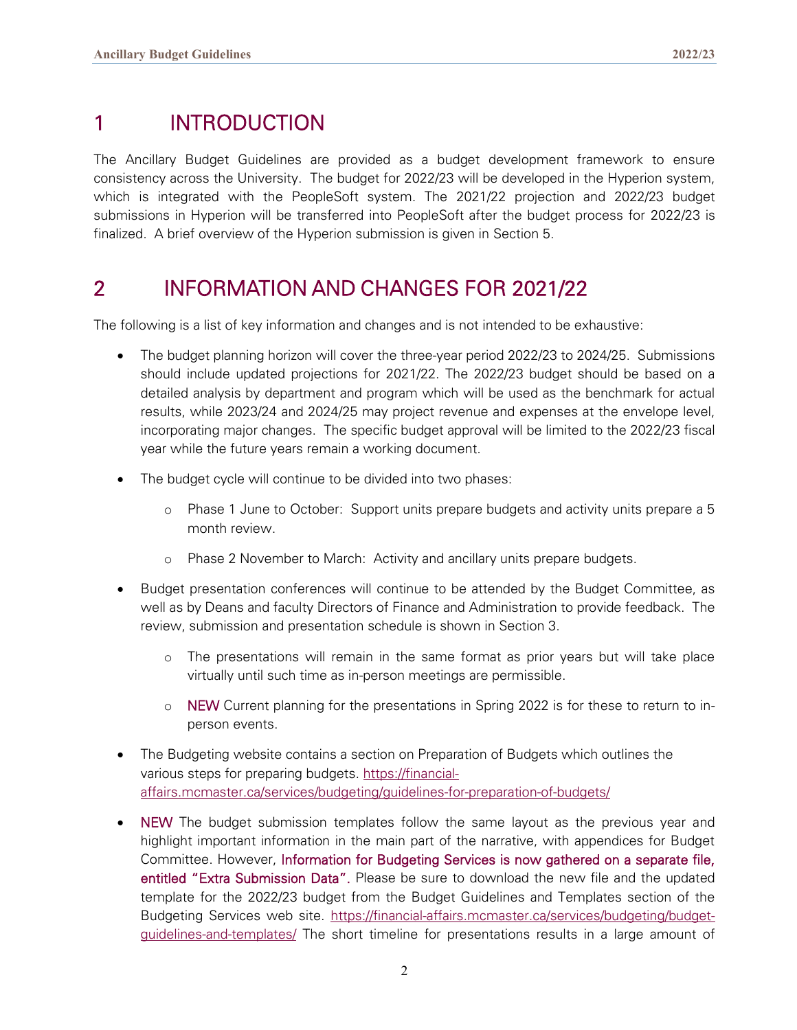# 1 INTRODUCTION

The Ancillary Budget Guidelines are provided as a budget development framework to ensure consistency across the University. The budget for 2022/23 will be developed in the Hyperion system, which is integrated with the PeopleSoft system. The 2021/22 projection and 2022/23 budget submissions in Hyperion will be transferred into PeopleSoft after the budget process for 2022/23 is finalized. A brief overview of the Hyperion submission is given in Section 5.

# 2 INFORMATION AND CHANGES FOR 2021/22

The following is a list of key information and changes and is not intended to be exhaustive:

- The budget planning horizon will cover the three-year period 2022/23 to 2024/25. Submissions should include updated projections for 2021/22. The 2022/23 budget should be based on a detailed analysis by department and program which will be used as the benchmark for actual results, while 2023/24 and 2024/25 may project revenue and expenses at the envelope level, incorporating major changes. The specific budget approval will be limited to the 2022/23 fiscal year while the future years remain a working document.
- The budget cycle will continue to be divided into two phases:
  - Phase 1 June to October: Support units prepare budgets and activity units prepare a 5 month review.
  - Phase 2 November to March: Activity and ancillary units prepare budgets.
- Budget presentation conferences will continue to be attended by the Budget Committee, as well as by Deans and faculty Directors of Finance and Administration to provide feedback. The review, submission and presentation schedule is shown in Section 3.
  - The presentations will remain in the same format as prior years but will take place virtually until such time as in-person meetings are permissible.
  - NEW Current planning for the presentations in Spring 2022 is for these to return to in-person events.
- The Budgeting website contains a section on Preparation of Budgets which outlines the various steps for preparing budgets. https://financial-affairs.mcmaster.ca/services/budgeting/guidelines-for-preparation-of-budgets/
- NEW The budget submission templates follow the same layout as the previous year and highlight important information in the main part of the narrative, with appendices for Budget Committee. However, Information for Budgeting Services is now gathered on a separate file, entitled "Extra Submission Data". Please be sure to download the new file and the updated template for the 2022/23 budget from the Budget Guidelines and Templates section of the Budgeting Services web site. https://financial-affairs.mcmaster.ca/services/budgeting/budget-guidelines-and-templates/ The short timeline for presentations results in a large amount of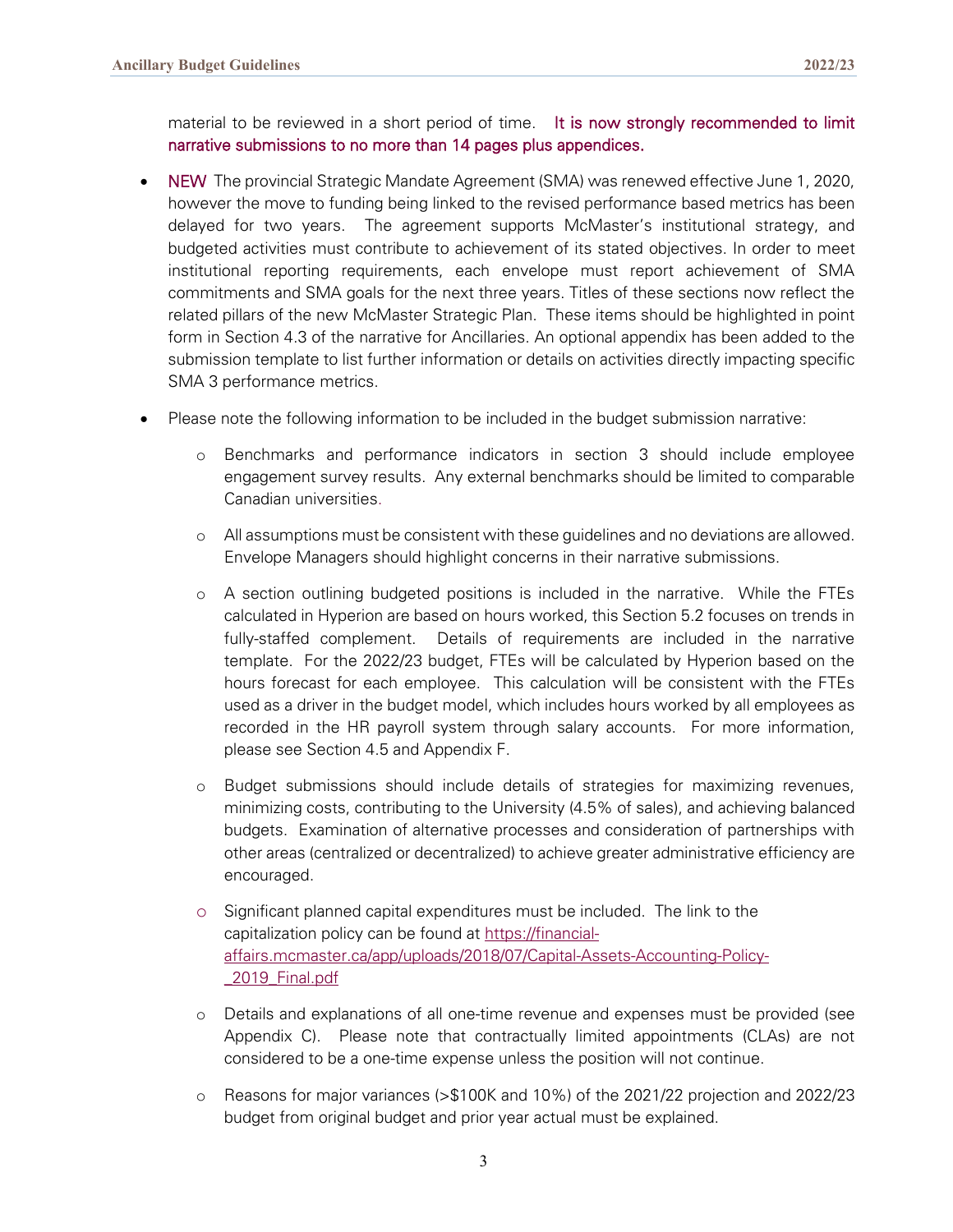material to be reviewed in a short period of time. It is now strongly recommended to limit narrative submissions to no more than 14 pages plus appendices.

- NEW The provincial Strategic Mandate Agreement (SMA) was renewed effective June 1, 2020, however the move to funding being linked to the revised performance based metrics has been delayed for two years. The agreement supports McMaster's institutional strategy, and budgeted activities must contribute to achievement of its stated objectives. In order to meet institutional reporting requirements, each envelope must report achievement of SMA commitments and SMA goals for the next three years. Titles of these sections now reflect the related pillars of the new McMaster Strategic Plan. These items should be highlighted in point form in Section 4.3 of the narrative for Ancillaries. An optional appendix has been added to the submission template to list further information or details on activities directly impacting specific SMA 3 performance metrics.

- Please note the following information to be included in the budget submission narrative:

  - Benchmarks and performance indicators in section 3 should include employee engagement survey results. Any external benchmarks should be limited to comparable Canadian universities.

  - All assumptions must be consistent with these guidelines and no deviations are allowed. Envelope Managers should highlight concerns in their narrative submissions.

  - A section outlining budgeted positions is included in the narrative. While the FTEs calculated in Hyperion are based on hours worked, this Section 5.2 focuses on trends in fully-staffed complement. Details of requirements are included in the narrative template. For the 2022/23 budget, FTEs will be calculated by Hyperion based on the hours forecast for each employee. This calculation will be consistent with the FTEs used as a driver in the budget model, which includes hours worked by all employees as recorded in the HR payroll system through salary accounts. For more information, please see Section 4.5 and Appendix F.

  - Budget submissions should include details of strategies for maximizing revenues, minimizing costs, contributing to the University (4.5% of sales), and achieving balanced budgets. Examination of alternative processes and consideration of partnerships with other areas (centralized or decentralized) to achieve greater administrative efficiency are encouraged.

  - Significant planned capital expenditures must be included. The link to the capitalization policy can be found at https://financial-affairs.mcmaster.ca/app/uploads/2018/07/Capital-Assets-Accounting-Policy-_2019_Final.pdf

  - Details and explanations of all one-time revenue and expenses must be provided (see Appendix C). Please note that contractually limited appointments (CLAs) are not considered to be a one-time expense unless the position will not continue.

  - Reasons for major variances (>$100K and 10%) of the 2021/22 projection and 2022/23 budget from original budget and prior year actual must be explained.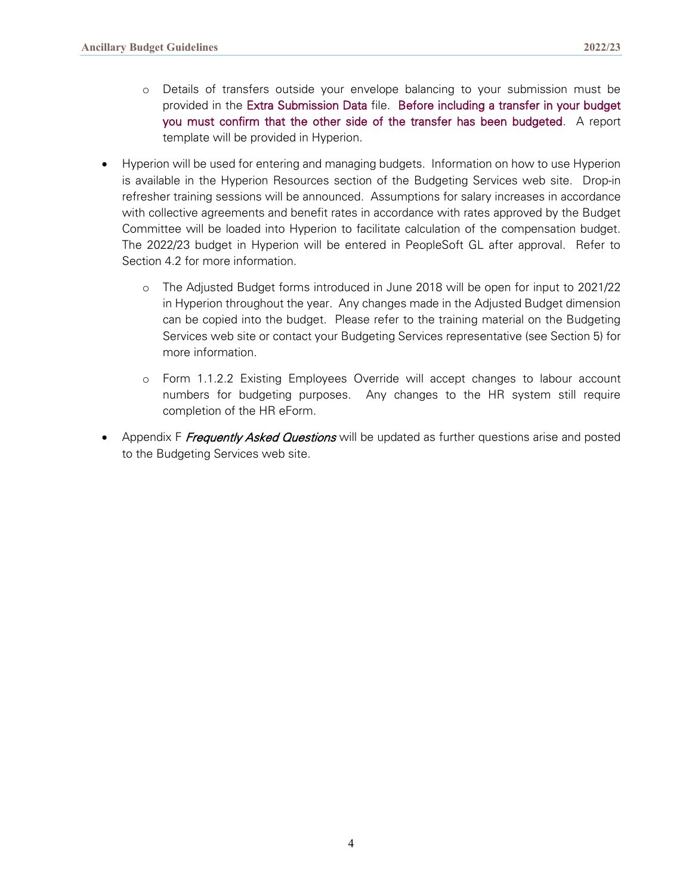- Details of transfers outside your envelope balancing to your submission must be provided in the Extra Submission Data file. Before including a transfer in your budget you must confirm that the other side of the transfer has been budgeted. A report template will be provided in Hyperion.

- Hyperion will be used for entering and managing budgets. Information on how to use Hyperion is available in the Hyperion Resources section of the Budgeting Services web site. Drop-in refresher training sessions will be announced. Assumptions for salary increases in accordance with collective agreements and benefit rates in accordance with rates approved by the Budget Committee will be loaded into Hyperion to facilitate calculation of the compensation budget. The 2022/23 budget in Hyperion will be entered in PeopleSoft GL after approval. Refer to Section 4.2 for more information.

  - The Adjusted Budget forms introduced in June 2018 will be open for input to 2021/22 in Hyperion throughout the year. Any changes made in the Adjusted Budget dimension can be copied into the budget. Please refer to the training material on the Budgeting Services web site or contact your Budgeting Services representative (see Section 5) for more information.

  - Form 1.1.2.2 Existing Employees Override will accept changes to labour account numbers for budgeting purposes. Any changes to the HR system still require completion of the HR eForm.

- Appendix F *Frequently Asked Questions* will be updated as further questions arise and posted to the Budgeting Services web site.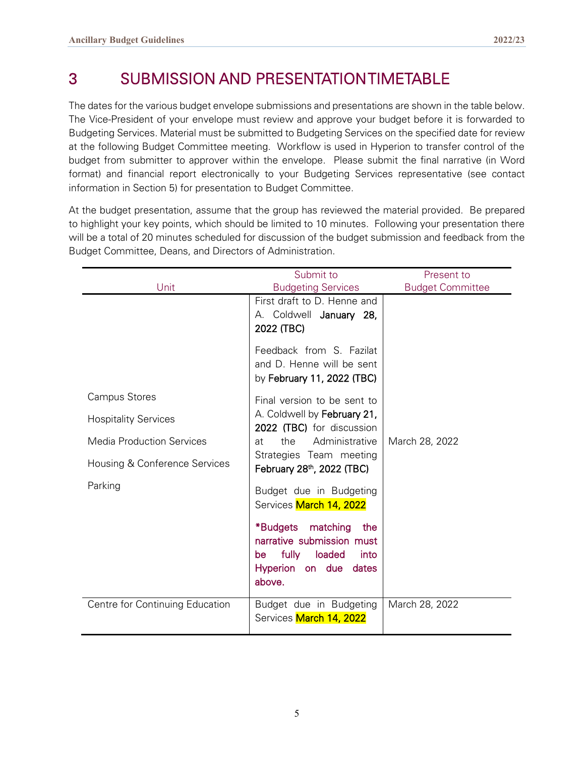# 3 SUBMISSION AND PRESENTATION TIMETABLE

The dates for the various budget envelope submissions and presentations are shown in the table below. The Vice-President of your envelope must review and approve your budget before it is forwarded to Budgeting Services. Material must be submitted to Budgeting Services on the specified date for review at the following Budget Committee meeting. Workflow is used in Hyperion to transfer control of the budget from submitter to approver within the envelope. Please submit the final narrative (in Word format) and financial report electronically to your Budgeting Services representative (see contact information in Section 5) for presentation to Budget Committee.

At the budget presentation, assume that the group has reviewed the material provided. Be prepared to highlight your key points, which should be limited to 10 minutes. Following your presentation there will be a total of 20 minutes scheduled for discussion of the budget submission and feedback from the Budget Committee, Deans, and Directors of Administration.

| Unit | Submit to Budgeting Services | Present to Budget Committee |
|---|---|---|
| Campus Stores<br>Hospitality Services<br>Media Production Services<br>Housing & Conference Services<br>Parking | First draft to D. Henne and A. Coldwell **January 28, 2022 (TBC)**<br><br>Feedback from S. Fazilat and D. Henne will be sent by **February 11, 2022 (TBC)**<br><br>Final version to be sent to A. Coldwell by **February 21, 2022 (TBC)** for discussion at the Administrative Strategies Team meeting **February 28th, 2022 (TBC)**<br><br>Budget due in Budgeting Services **March 14, 2022**<br><br>***Budgets matching the narrative submission must be fully loaded into Hyperion on due dates above.** | March 28, 2022 |
| Centre for Continuing Education | Budget due in Budgeting Services **March 14, 2022** | March 28, 2022 |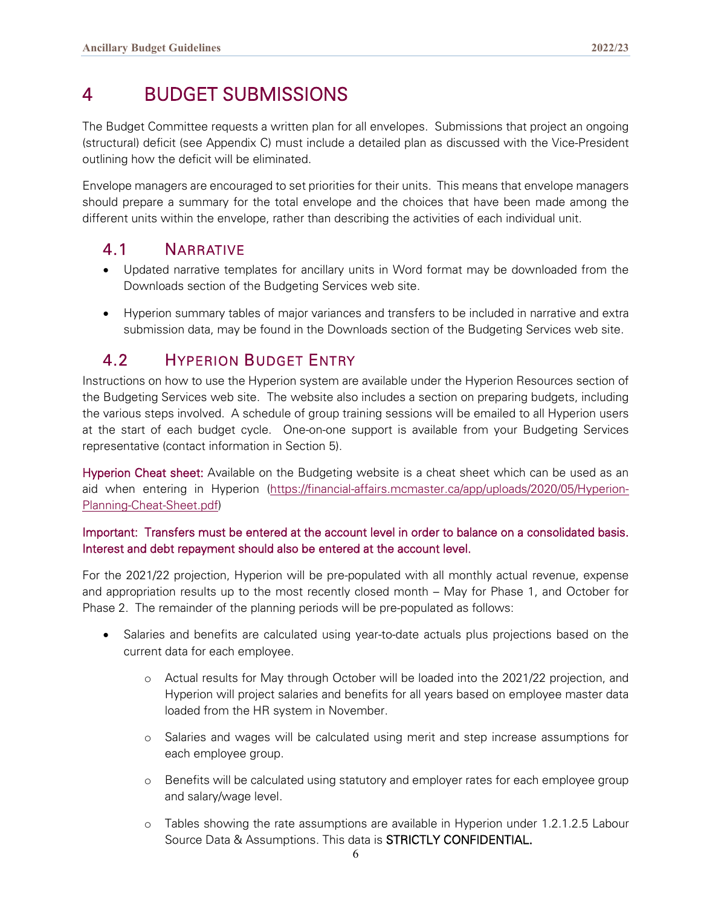# 4 BUDGET SUBMISSIONS

The Budget Committee requests a written plan for all envelopes. Submissions that project an ongoing (structural) deficit (see Appendix C) must include a detailed plan as discussed with the Vice-President outlining how the deficit will be eliminated.

Envelope managers are encouraged to set priorities for their units. This means that envelope managers should prepare a summary for the total envelope and the choices that have been made among the different units within the envelope, rather than describing the activities of each individual unit.

## 4.1 NARRATIVE

- Updated narrative templates for ancillary units in Word format may be downloaded from the Downloads section of the Budgeting Services web site.
- Hyperion summary tables of major variances and transfers to be included in narrative and extra submission data, may be found in the Downloads section of the Budgeting Services web site.

## 4.2 HYPERION BUDGET ENTRY

Instructions on how to use the Hyperion system are available under the Hyperion Resources section of the Budgeting Services web site. The website also includes a section on preparing budgets, including the various steps involved. A schedule of group training sessions will be emailed to all Hyperion users at the start of each budget cycle. One-on-one support is available from your Budgeting Services representative (contact information in Section 5).

**Hyperion Cheat sheet:** Available on the Budgeting website is a cheat sheet which can be used as an aid when entering in Hyperion (https://financial-affairs.mcmaster.ca/app/uploads/2020/05/Hyperion-Planning-Cheat-Sheet.pdf)

**Important: Transfers must be entered at the account level in order to balance on a consolidated basis. Interest and debt repayment should also be entered at the account level.**

For the 2021/22 projection, Hyperion will be pre-populated with all monthly actual revenue, expense and appropriation results up to the most recently closed month – May for Phase 1, and October for Phase 2. The remainder of the planning periods will be pre-populated as follows:

- Salaries and benefits are calculated using year-to-date actuals plus projections based on the current data for each employee.
  - Actual results for May through October will be loaded into the 2021/22 projection, and Hyperion will project salaries and benefits for all years based on employee master data loaded from the HR system in November.
  - Salaries and wages will be calculated using merit and step increase assumptions for each employee group.
  - Benefits will be calculated using statutory and employer rates for each employee group and salary/wage level.
  - Tables showing the rate assumptions are available in Hyperion under 1.2.1.2.5 Labour Source Data & Assumptions. This data is **STRICTLY CONFIDENTIAL.**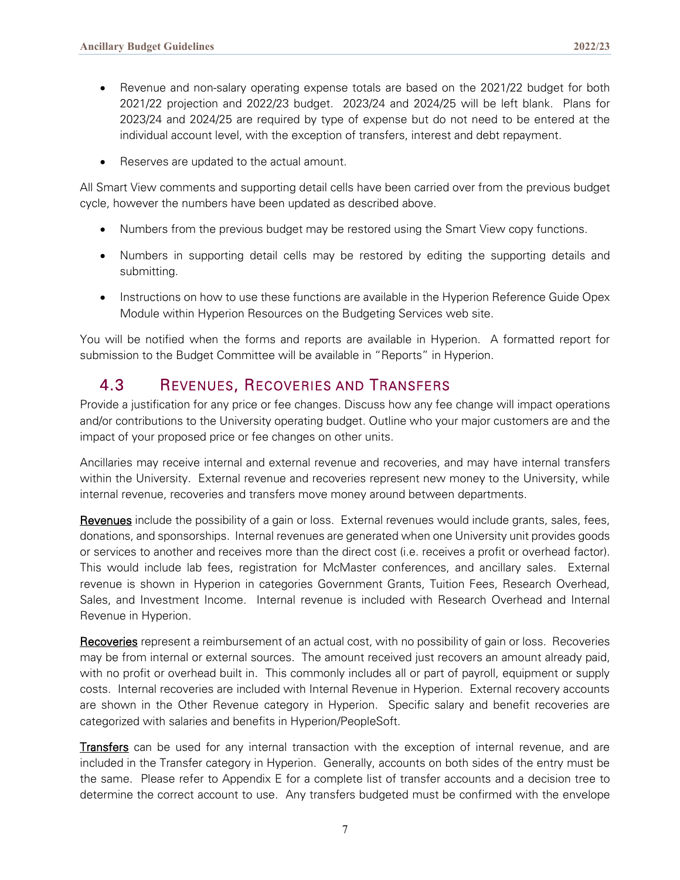- Revenue and non-salary operating expense totals are based on the 2021/22 budget for both 2021/22 projection and 2022/23 budget. 2023/24 and 2024/25 will be left blank. Plans for 2023/24 and 2024/25 are required by type of expense but do not need to be entered at the individual account level, with the exception of transfers, interest and debt repayment.

- Reserves are updated to the actual amount.

All Smart View comments and supporting detail cells have been carried over from the previous budget cycle, however the numbers have been updated as described above.

- Numbers from the previous budget may be restored using the Smart View copy functions.

- Numbers in supporting detail cells may be restored by editing the supporting details and submitting.

- Instructions on how to use these functions are available in the Hyperion Reference Guide Opex Module within Hyperion Resources on the Budgeting Services web site.

You will be notified when the forms and reports are available in Hyperion. A formatted report for submission to the Budget Committee will be available in "Reports" in Hyperion.

## 4.3 Revenues, Recoveries and Transfers

Provide a justification for any price or fee changes. Discuss how any fee change will impact operations and/or contributions to the University operating budget. Outline who your major customers are and the impact of your proposed price or fee changes on other units.

Ancillaries may receive internal and external revenue and recoveries, and may have internal transfers within the University. External revenue and recoveries represent new money to the University, while internal revenue, recoveries and transfers move money around between departments.

<u>Revenues</u> include the possibility of a gain or loss. External revenues would include grants, sales, fees, donations, and sponsorships. Internal revenues are generated when one University unit provides goods or services to another and receives more than the direct cost (i.e. receives a profit or overhead factor). This would include lab fees, registration for McMaster conferences, and ancillary sales. External revenue is shown in Hyperion in categories Government Grants, Tuition Fees, Research Overhead, Sales, and Investment Income. Internal revenue is included with Research Overhead and Internal Revenue in Hyperion.

<u>Recoveries</u> represent a reimbursement of an actual cost, with no possibility of gain or loss. Recoveries may be from internal or external sources. The amount received just recovers an amount already paid, with no profit or overhead built in. This commonly includes all or part of payroll, equipment or supply costs. Internal recoveries are included with Internal Revenue in Hyperion. External recovery accounts are shown in the Other Revenue category in Hyperion. Specific salary and benefit recoveries are categorized with salaries and benefits in Hyperion/PeopleSoft.

<u>Transfers</u> can be used for any internal transaction with the exception of internal revenue, and are included in the Transfer category in Hyperion. Generally, accounts on both sides of the entry must be the same. Please refer to Appendix E for a complete list of transfer accounts and a decision tree to determine the correct account to use. Any transfers budgeted must be confirmed with the envelope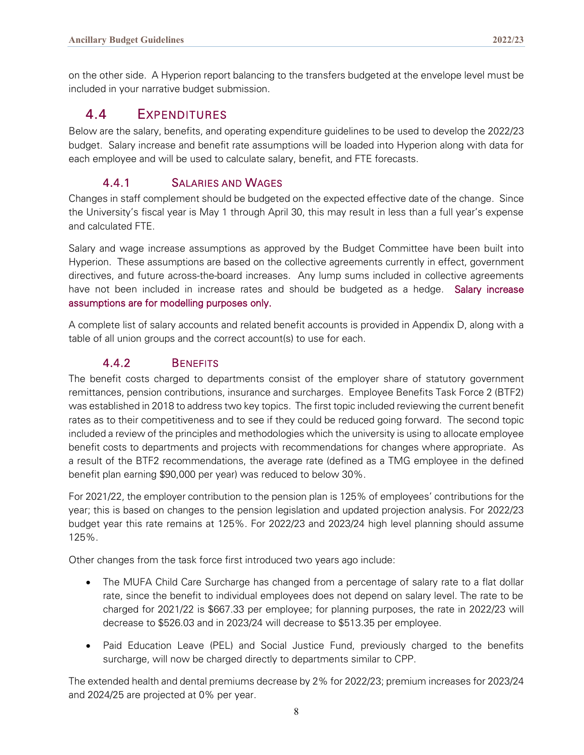on the other side. A Hyperion report balancing to the transfers budgeted at the envelope level must be included in your narrative budget submission.

## 4.4 Expenditures

Below are the salary, benefits, and operating expenditure guidelines to be used to develop the 2022/23 budget. Salary increase and benefit rate assumptions will be loaded into Hyperion along with data for each employee and will be used to calculate salary, benefit, and FTE forecasts.

### 4.4.1 Salaries and Wages

Changes in staff complement should be budgeted on the expected effective date of the change. Since the University's fiscal year is May 1 through April 30, this may result in less than a full year's expense and calculated FTE.

Salary and wage increase assumptions as approved by the Budget Committee have been built into Hyperion. These assumptions are based on the collective agreements currently in effect, government directives, and future across-the-board increases. Any lump sums included in collective agreements have not been included in increase rates and should be budgeted as a hedge. Salary increase assumptions are for modelling purposes only.

A complete list of salary accounts and related benefit accounts is provided in Appendix D, along with a table of all union groups and the correct account(s) to use for each.

### 4.4.2 Benefits

The benefit costs charged to departments consist of the employer share of statutory government remittances, pension contributions, insurance and surcharges. Employee Benefits Task Force 2 (BTF2) was established in 2018 to address two key topics. The first topic included reviewing the current benefit rates as to their competitiveness and to see if they could be reduced going forward. The second topic included a review of the principles and methodologies which the university is using to allocate employee benefit costs to departments and projects with recommendations for changes where appropriate. As a result of the BTF2 recommendations, the average rate (defined as a TMG employee in the defined benefit plan earning $90,000 per year) was reduced to below 30%.

For 2021/22, the employer contribution to the pension plan is 125% of employees' contributions for the year; this is based on changes to the pension legislation and updated projection analysis. For 2022/23 budget year this rate remains at 125%. For 2022/23 and 2023/24 high level planning should assume 125%.

Other changes from the task force first introduced two years ago include:

- The MUFA Child Care Surcharge has changed from a percentage of salary rate to a flat dollar rate, since the benefit to individual employees does not depend on salary level. The rate to be charged for 2021/22 is $667.33 per employee; for planning purposes, the rate in 2022/23 will decrease to $526.03 and in 2023/24 will decrease to $513.35 per employee.
- Paid Education Leave (PEL) and Social Justice Fund, previously charged to the benefits surcharge, will now be charged directly to departments similar to CPP.

The extended health and dental premiums decrease by 2% for 2022/23; premium increases for 2023/24 and 2024/25 are projected at 0% per year.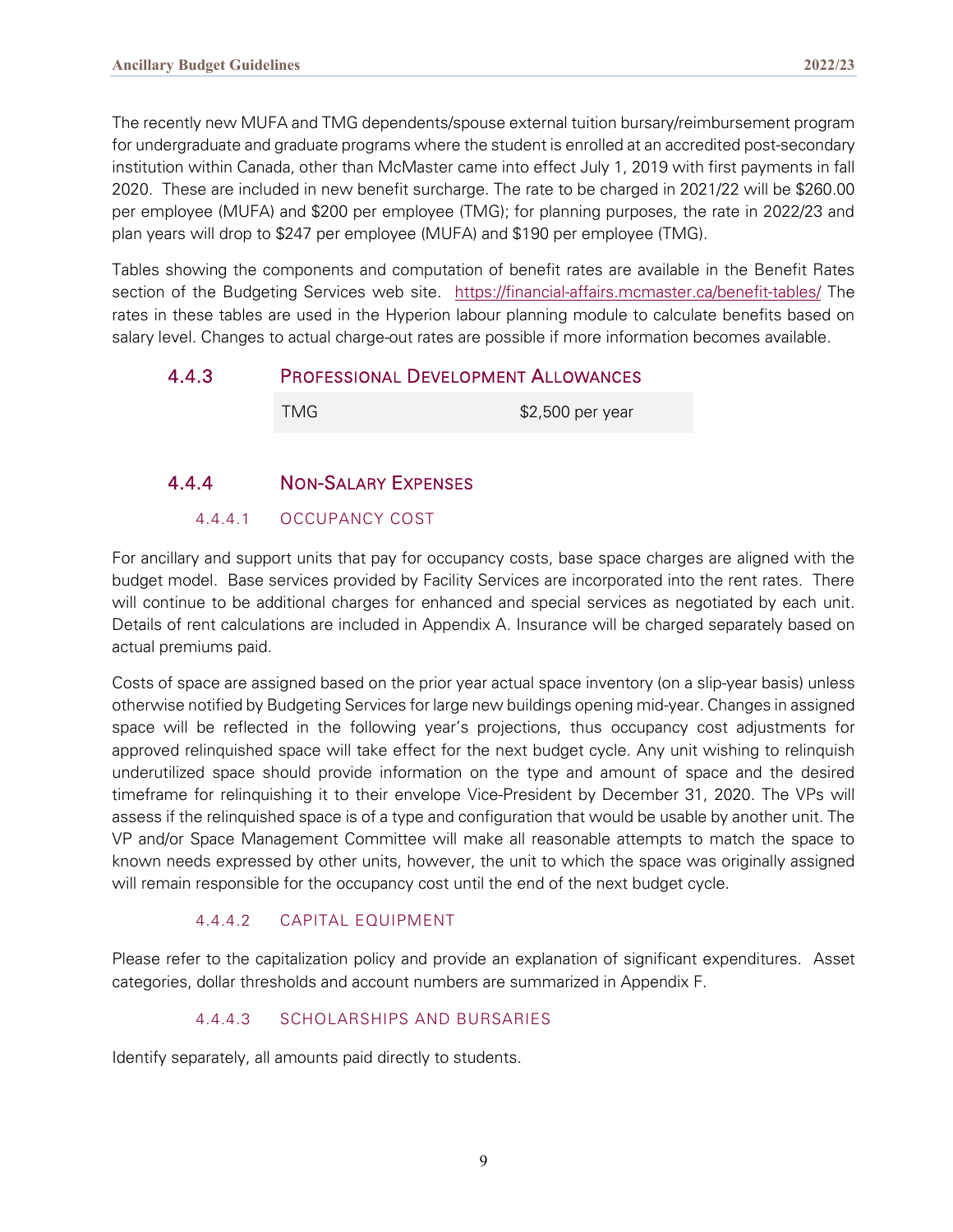The recently new MUFA and TMG dependents/spouse external tuition bursary/reimbursement program for undergraduate and graduate programs where the student is enrolled at an accredited post-secondary institution within Canada, other than McMaster came into effect July 1, 2019 with first payments in fall 2020. These are included in new benefit surcharge. The rate to be charged in 2021/22 will be $260.00 per employee (MUFA) and $200 per employee (TMG); for planning purposes, the rate in 2022/23 and plan years will drop to $247 per employee (MUFA) and $190 per employee (TMG).

Tables showing the components and computation of benefit rates are available in the Benefit Rates section of the Budgeting Services web site. https://financial-affairs.mcmaster.ca/benefit-tables/ The rates in these tables are used in the Hyperion labour planning module to calculate benefits based on salary level. Changes to actual charge-out rates are possible if more information becomes available.

### 4.4.3 Professional Development Allowances

| | |
|---|---|
| TMG | $2,500 per year |

### 4.4.4 Non-Salary Expenses

#### 4.4.4.1 Occupancy Cost

For ancillary and support units that pay for occupancy costs, base space charges are aligned with the budget model. Base services provided by Facility Services are incorporated into the rent rates. There will continue to be additional charges for enhanced and special services as negotiated by each unit. Details of rent calculations are included in Appendix A. Insurance will be charged separately based on actual premiums paid.

Costs of space are assigned based on the prior year actual space inventory (on a slip-year basis) unless otherwise notified by Budgeting Services for large new buildings opening mid-year. Changes in assigned space will be reflected in the following year's projections, thus occupancy cost adjustments for approved relinquished space will take effect for the next budget cycle. Any unit wishing to relinquish underutilized space should provide information on the type and amount of space and the desired timeframe for relinquishing it to their envelope Vice-President by December 31, 2020. The VPs will assess if the relinquished space is of a type and configuration that would be usable by another unit. The VP and/or Space Management Committee will make all reasonable attempts to match the space to known needs expressed by other units, however, the unit to which the space was originally assigned will remain responsible for the occupancy cost until the end of the next budget cycle.

#### 4.4.4.2 Capital Equipment

Please refer to the capitalization policy and provide an explanation of significant expenditures. Asset categories, dollar thresholds and account numbers are summarized in Appendix F.

#### 4.4.4.3 Scholarships and Bursaries

Identify separately, all amounts paid directly to students.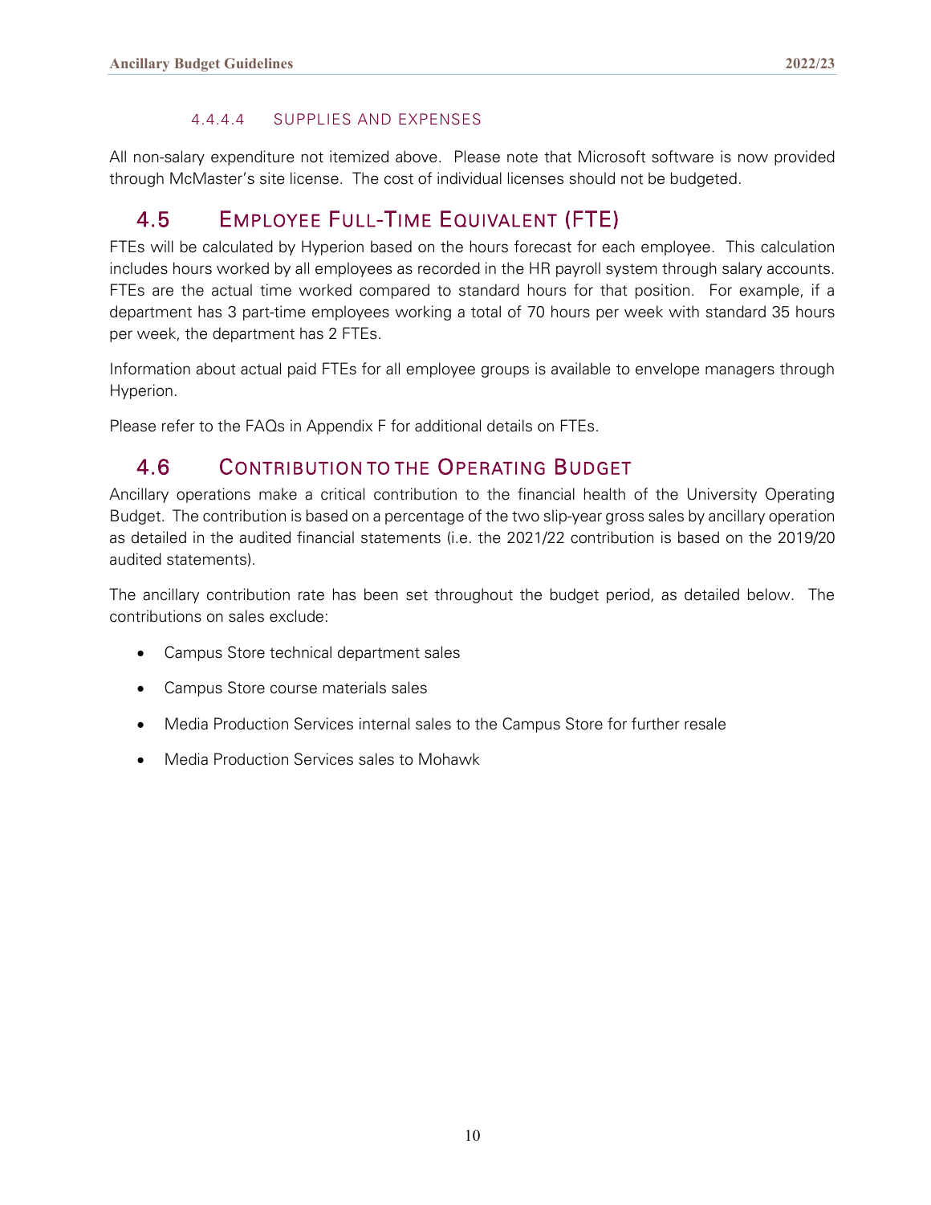#### 4.4.4.4 SUPPLIES AND EXPENSES

All non-salary expenditure not itemized above. Please note that Microsoft software is now provided through McMaster's site license. The cost of individual licenses should not be budgeted.

## 4.5 EMPLOYEE FULL-TIME EQUIVALENT (FTE)

FTEs will be calculated by Hyperion based on the hours forecast for each employee. This calculation includes hours worked by all employees as recorded in the HR payroll system through salary accounts. FTEs are the actual time worked compared to standard hours for that position. For example, if a department has 3 part-time employees working a total of 70 hours per week with standard 35 hours per week, the department has 2 FTEs.

Information about actual paid FTEs for all employee groups is available to envelope managers through Hyperion.

Please refer to the FAQs in Appendix F for additional details on FTEs.

## 4.6 CONTRIBUTION TO THE OPERATING BUDGET

Ancillary operations make a critical contribution to the financial health of the University Operating Budget. The contribution is based on a percentage of the two slip-year gross sales by ancillary operation as detailed in the audited financial statements (i.e. the 2021/22 contribution is based on the 2019/20 audited statements).

The ancillary contribution rate has been set throughout the budget period, as detailed below. The contributions on sales exclude:

- Campus Store technical department sales
- Campus Store course materials sales
- Media Production Services internal sales to the Campus Store for further resale
- Media Production Services sales to Mohawk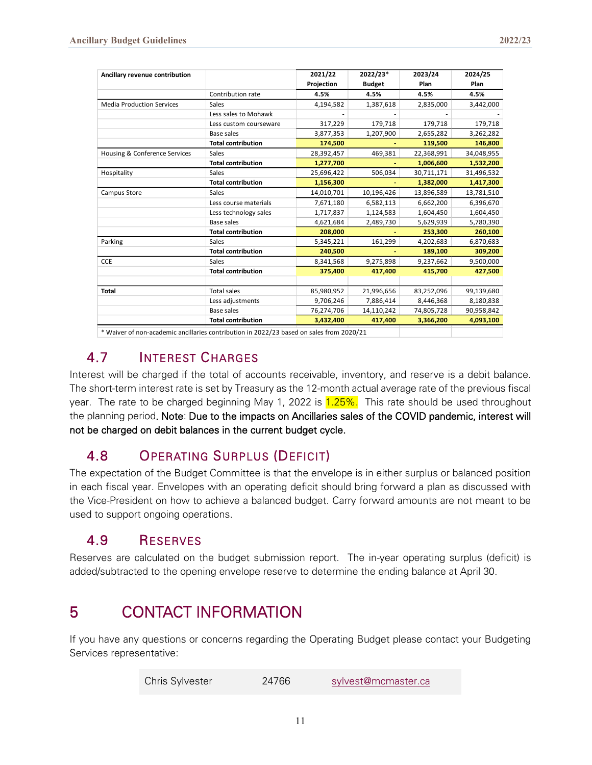| Ancillary revenue contribution | | 2021/22 Projection | 2022/23* Budget | 2023/24 Plan | 2024/25 Plan |
|---|---|---|---|---|---|
| | Contribution rate | **4.5%** | **4.5%** | **4.5%** | **4.5%** |
| Media Production Services | Sales | 4,194,582 | 1,387,618 | 2,835,000 | 3,442,000 |
| | Less sales to Mohawk | - | - | - | - |
| | Less custom courseware | 317,229 | 179,718 | 179,718 | 179,718 |
| | Base sales | 3,877,353 | 1,207,900 | 2,655,282 | 3,262,282 |
| | **Total contribution** | **174,500** | **-** | **119,500** | **146,800** |
| Housing & Conference Services | Sales | 28,392,457 | 469,381 | 22,368,991 | 34,048,955 |
| | **Total contribution** | **1,277,700** | **-** | **1,006,600** | **1,532,200** |
| Hospitality | Sales | 25,696,422 | 506,034 | 30,711,171 | 31,496,532 |
| | **Total contribution** | **1,156,300** | **-** | **1,382,000** | **1,417,300** |
| Campus Store | Sales | 14,010,701 | 10,196,426 | 13,896,589 | 13,781,510 |
| | Less course materials | 7,671,180 | 6,582,113 | 6,662,200 | 6,396,670 |
| | Less technology sales | 1,717,837 | 1,124,583 | 1,604,450 | 1,604,450 |
| | Base sales | 4,621,684 | 2,489,730 | 5,629,939 | 5,780,390 |
| | **Total contribution** | **208,000** | **-** | **253,300** | **260,100** |
| Parking | Sales | 5,345,221 | 161,299 | 4,202,683 | 6,870,683 |
| | **Total contribution** | **240,500** | **-** | **189,100** | **309,200** |
| CCE | Sales | 8,341,568 | 9,275,898 | 9,237,662 | 9,500,000 |
| | **Total contribution** | **375,400** | **417,400** | **415,700** | **427,500** |
| | | | | | |
| **Total** | Total sales | 85,980,952 | 21,996,656 | 83,252,096 | 99,139,680 |
| | Less adjustments | 9,706,246 | 7,886,414 | 8,446,368 | 8,180,838 |
| | Base sales | 76,274,706 | 14,110,242 | 74,805,728 | 90,958,842 |
| | **Total contribution** | **3,432,400** | **417,400** | **3,366,200** | **4,093,100** |

* Waiver of non-academic ancillaries contribution in 2022/23 based on sales from 2020/21

## 4.7 Interest Charges

Interest will be charged if the total of accounts receivable, inventory, and reserve is a debit balance. The short-term interest rate is set by Treasury as the 12-month actual average rate of the previous fiscal year. The rate to be charged beginning May 1, 2022 is 1.25%. This rate should be used throughout the planning period. **Note: Due to the impacts on Ancillaries sales of the COVID pandemic, interest will not be charged on debit balances in the current budget cycle.**

## 4.8 Operating Surplus (Deficit)

The expectation of the Budget Committee is that the envelope is in either surplus or balanced position in each fiscal year. Envelopes with an operating deficit should bring forward a plan as discussed with the Vice-President on how to achieve a balanced budget. Carry forward amounts are not meant to be used to support ongoing operations.

## 4.9 Reserves

Reserves are calculated on the budget submission report. The in-year operating surplus (deficit) is added/subtracted to the opening envelope reserve to determine the ending balance at April 30.

# 5 CONTACT INFORMATION

If you have any questions or concerns regarding the Operating Budget please contact your Budgeting Services representative:

| | | |
|---|---|---|
| Chris Sylvester | 24766 | sylvest@mcmaster.ca |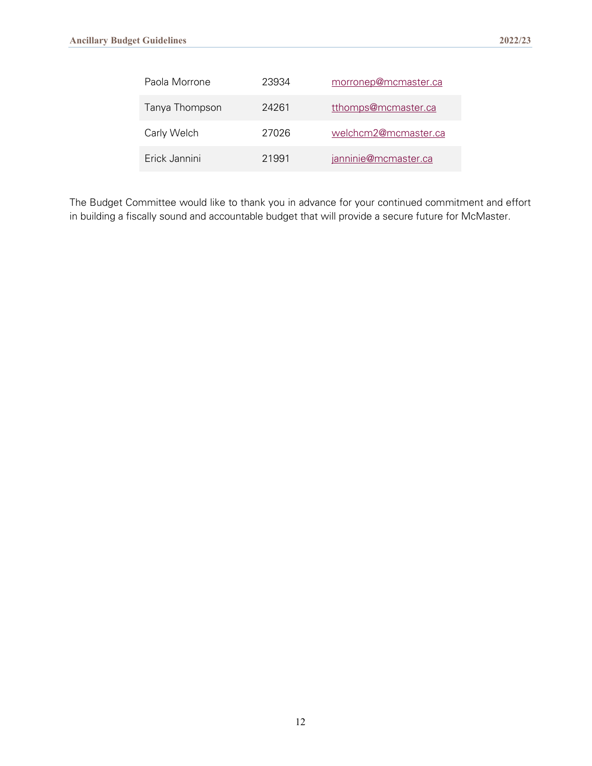| | | |
|---|---|---|
| Paola Morrone | 23934 | morronep@mcmaster.ca |
| Tanya Thompson | 24261 | tthomps@mcmaster.ca |
| Carly Welch | 27026 | welchcm2@mcmaster.ca |
| Erick Jannini | 21991 | janninie@mcmaster.ca |

The Budget Committee would like to thank you in advance for your continued commitment and effort in building a fiscally sound and accountable budget that will provide a secure future for McMaster.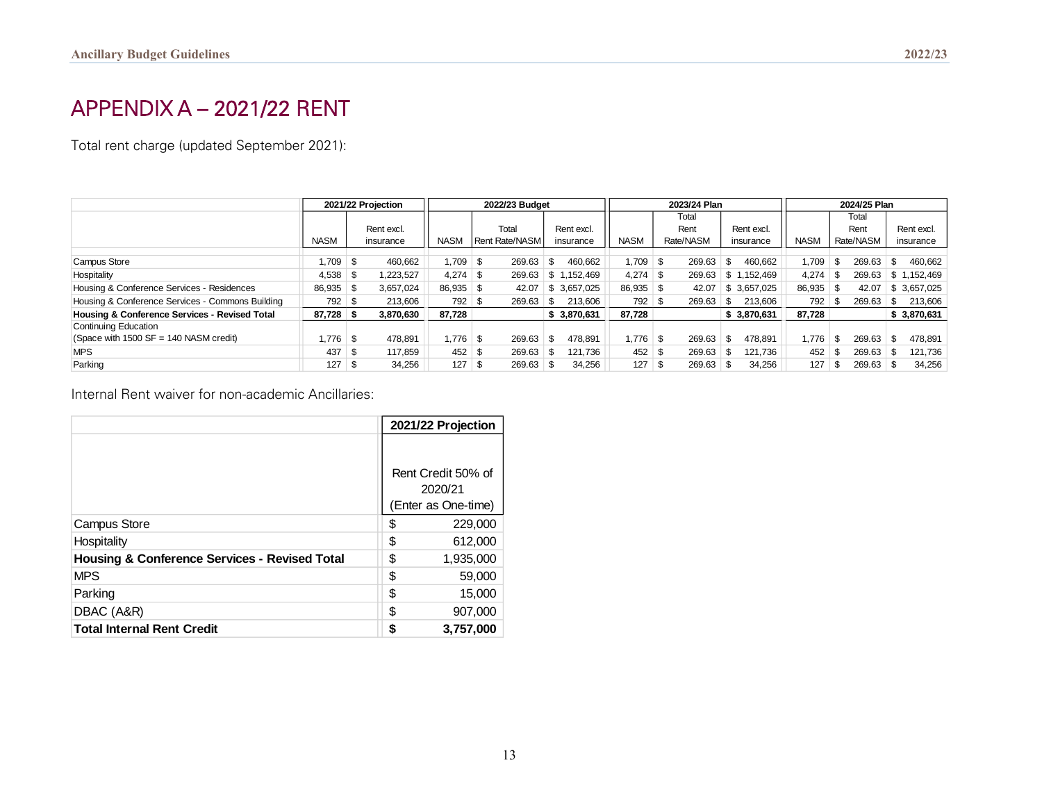# APPENDIX A – 2021/22 RENT

Total rent charge (updated September 2021):

| | 2021/22 Projection | | 2022/23 Budget | | | 2023/24 Plan | | | 2024/25 Plan | | |
|---|---|---|---|---|---|---|---|---|---|---|---|
| | NASM | Rent excl. insurance | NASM | Total Rent Rate/NASM | Rent excl. insurance | NASM | Total Rent Rate/NASM | Rent excl. insurance | NASM | Total Rent Rate/NASM | Rent excl. insurance |
| Campus Store | 1,709 | $ 460,662 | 1,709 | $ 269.63 | $ 460,662 | 1,709 | $ 269.63 | $ 460,662 | 1,709 | $ 269.63 | $ 460,662 |
| Hospitality | 4,538 | $ 1,223,527 | 4,274 | $ 269.63 | $ 1,152,469 | 4,274 | $ 269.63 | $ 1,152,469 | 4,274 | $ 269.63 | $ 1,152,469 |
| Housing & Conference Services - Residences | 86,935 | $ 3,657,024 | 86,935 | $ 42.07 | $ 3,657,025 | 86,935 | $ 42.07 | $ 3,657,025 | 86,935 | $ 42.07 | $ 3,657,025 |
| Housing & Conference Services - Commons Building | 792 | $ 213,606 | 792 | $ 269.63 | $ 213,606 | 792 | $ 269.63 | $ 213,606 | 792 | $ 269.63 | $ 213,606 |
| **Housing & Conference Services - Revised Total** | **87,728** | **$ 3,870,630** | **87,728** | | **$ 3,870,631** | **87,728** | | **$ 3,870,631** | **87,728** | | **$ 3,870,631** |
| Continuing Education (Space with 1500 SF = 140 NASM credit) | 1,776 | $ 478,891 | 1,776 | $ 269.63 | $ 478,891 | 1,776 | $ 269.63 | $ 478,891 | 1,776 | $ 269.63 | $ 478,891 |
| MPS | 437 | $ 117,859 | 452 | $ 269.63 | $ 121,736 | 452 | $ 269.63 | $ 121,736 | 452 | $ 269.63 | $ 121,736 |
| Parking | 127 | $ 34,256 | 127 | $ 269.63 | $ 34,256 | 127 | $ 269.63 | $ 34,256 | 127 | $ 269.63 | $ 34,256 |

Internal Rent waiver for non-academic Ancillaries:

| | 2021/22 Projection |
|---|---|
| | Rent Credit 50% of 2020/21 (Enter as One-time) |
| Campus Store | $ 229,000 |
| Hospitality | $ 612,000 |
| **Housing & Conference Services - Revised Total** | $ 1,935,000 |
| MPS | $ 59,000 |
| Parking | $ 15,000 |
| DBAC (A&R) | $ 907,000 |
| **Total Internal Rent Credit** | **$ 3,757,000** |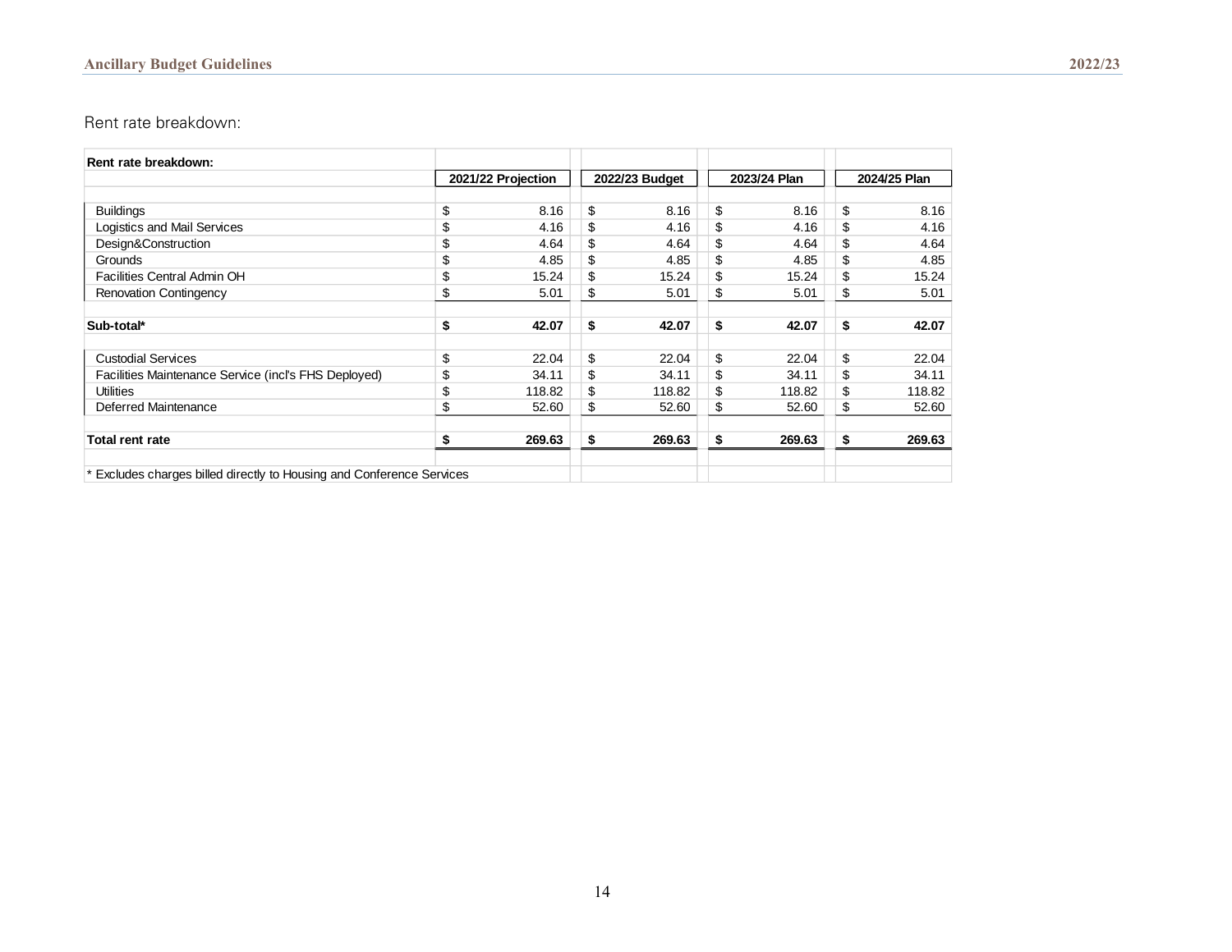Rent rate breakdown:

| Rent rate breakdown: | 2021/22 Projection | 2022/23 Budget | 2023/24 Plan | 2024/25 Plan |
|---|---|---|---|---|
| Buildings | $ 8.16 | $ 8.16 | $ 8.16 | $ 8.16 |
| Logistics and Mail Services | $ 4.16 | $ 4.16 | $ 4.16 | $ 4.16 |
| Design&Construction | $ 4.64 | $ 4.64 | $ 4.64 | $ 4.64 |
| Grounds | $ 4.85 | $ 4.85 | $ 4.85 | $ 4.85 |
| Facilities Central Admin OH | $ 15.24 | $ 15.24 | $ 15.24 | $ 15.24 |
| Renovation Contingency | $ 5.01 | $ 5.01 | $ 5.01 | $ 5.01 |
| **Sub-total*** | **$ 42.07** | **$ 42.07** | **$ 42.07** | **$ 42.07** |
| Custodial Services | $ 22.04 | $ 22.04 | $ 22.04 | $ 22.04 |
| Facilities Maintenance Service (incl's FHS Deployed) | $ 34.11 | $ 34.11 | $ 34.11 | $ 34.11 |
| Utilities | $ 118.82 | $ 118.82 | $ 118.82 | $ 118.82 |
| Deferred Maintenance | $ 52.60 | $ 52.60 | $ 52.60 | $ 52.60 |
| **Total rent rate** | **$ 269.63** | **$ 269.63** | **$ 269.63** | **$ 269.63** |

* Excludes charges billed directly to Housing and Conference Services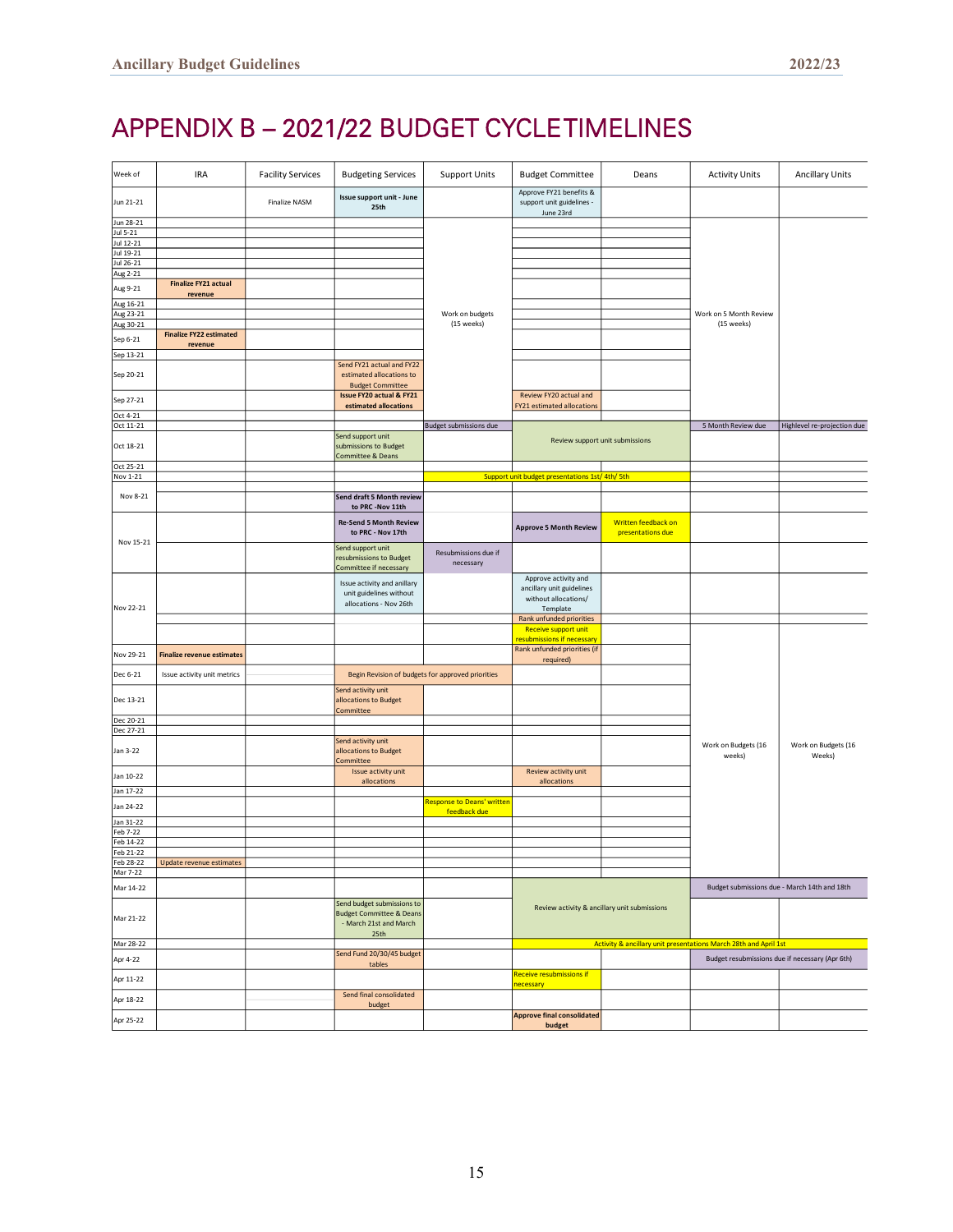# APPENDIX B – 2021/22 BUDGET CYCLETIMELINES

| Week of | IRA | Facility Services | Budgeting Services | Support Units | Budget Committee | Deans | Activity Units | Ancillary Units |
|---|---|---|---|---|---|---|---|---|
| Jun 21-21 | | Finalize NASM | Issue support unit - June 25th | | Approve FY21 benefits & support unit guidelines - June 23rd | | | |
| Jun 28-21 | | | | Work on budgets (15 weeks) | | | Work on 5 Month Review (15 weeks) | |
| Jul 5-21 | | | | | | | | |
| Jul 12-21 | | | | | | | | |
| Jul 19-21 | | | | | | | | |
| Jul 26-21 | | | | | | | | |
| Aug 2-21 | | | | | | | | |
| Aug 9-21 | Finalize FY21 actual revenue | | | | | | | |
| Aug 16-21 | | | | | | | | |
| Aug 23-21 | | | | | | | | |
| Aug 30-21 | | | | | | | | |
| Sep 6-21 | Finalize FY22 estimated revenue | | | | | | | |
| Sep 13-21 | | | | | | | | |
| Sep 20-21 | | | Send FY21 actual and FY22 estimated allocations to Budget Committee | | | | | |
| Sep 27-21 | | | Issue FY20 actual & FY21 estimated allocations | | Review FY20 actual and FY21 estimated allocations | | | |
| Oct 4-21 | | | | | | | | |
| Oct 11-21 | | | | Budget submissions due | Review support unit submissions | | 5 Month Review due | Highlevel re-projection due |
| Oct 18-21 | | | Send support unit submissions to Budget Committee & Deans | | | | | |
| Oct 25-21 | | | | | | | | |
| Nov 1-21 | | | | Support unit budget presentations 1st/ 4th/ 5th | | | | |
| Nov 8-21 | | | Send draft 5 Month review to PRC -Nov 11th | | | | | |
| Nov 15-21 | | | Re-Send 5 Month Review to PRC - Nov 17th | | Approve 5 Month Review | Written feedback on presentations due | | |
| | | | Send support unit resubmissions to Budget Committee if necessary | Resubmissions due if necessary | | | | |
| Nov 22-21 | | | Issue activity and anillary unit guidelines without allocations - Nov 26th | | Approve activity and ancillary unit guidelines without allocations/ Template | | | |
| | | | | | Rank unfunded priorities | | | |
| | | | | | Receive support unit resubmissions if necessary | | Work on Budgets (16 weeks) | Work on Budgets (16 Weeks) |
| Nov 29-21 | Finalize revenue estimates | | | | Rank unfunded priorities (if required) | | | |
| Dec 6-21 | Issue activity unit metrics | | Begin Revision of budgets for approved priorities | | | | | |
| Dec 13-21 | | | Send activity unit allocations to Budget Committee | | | | | |
| Dec 20-21 | | | | | | | | |
| Dec 27-21 | | | | | | | | |
| Jan 3-22 | | | Send activity unit allocations to Budget Committee | | | | | |
| Jan 10-22 | | | Issue activity unit allocations | | Review activity unit allocations | | | |
| Jan 17-22 | | | | | | | | |
| Jan 24-22 | | | | Response to Deans' written feedback due | | | | |
| Jan 31-22 | | | | | | | | |
| Feb 7-22 | | | | | | | | |
| Feb 14-22 | | | | | | | | |
| Feb 21-22 | | | | | | | | |
| Feb 28-22 | Update revenue estimates | | | | | | | |
| Mar 7-22 | | | | | | | | |
| Mar 14-22 | | | | | Review activity & ancillary unit submissions | | Budget submissions due - March 14th and 18th | |
| Mar 21-22 | | | Send budget submissions to Budget Committee & Deans - March 21st and March 25th | | | | | |
| Mar 28-22 | | | | | Activity & ancillary unit presentations March 28th and April 1st | | | |
| Apr 4-22 | | | Send Fund 20/30/45 budget tables | | | | Budget resubmissions due if necessary (Apr 6th) | |
| Apr 11-22 | | | | | Receive resubmissions if necessary | | | |
| Apr 18-22 | | | Send final consolidated budget | | | | | |
| Apr 25-22 | | | | | Approve final consolidated budget | | | |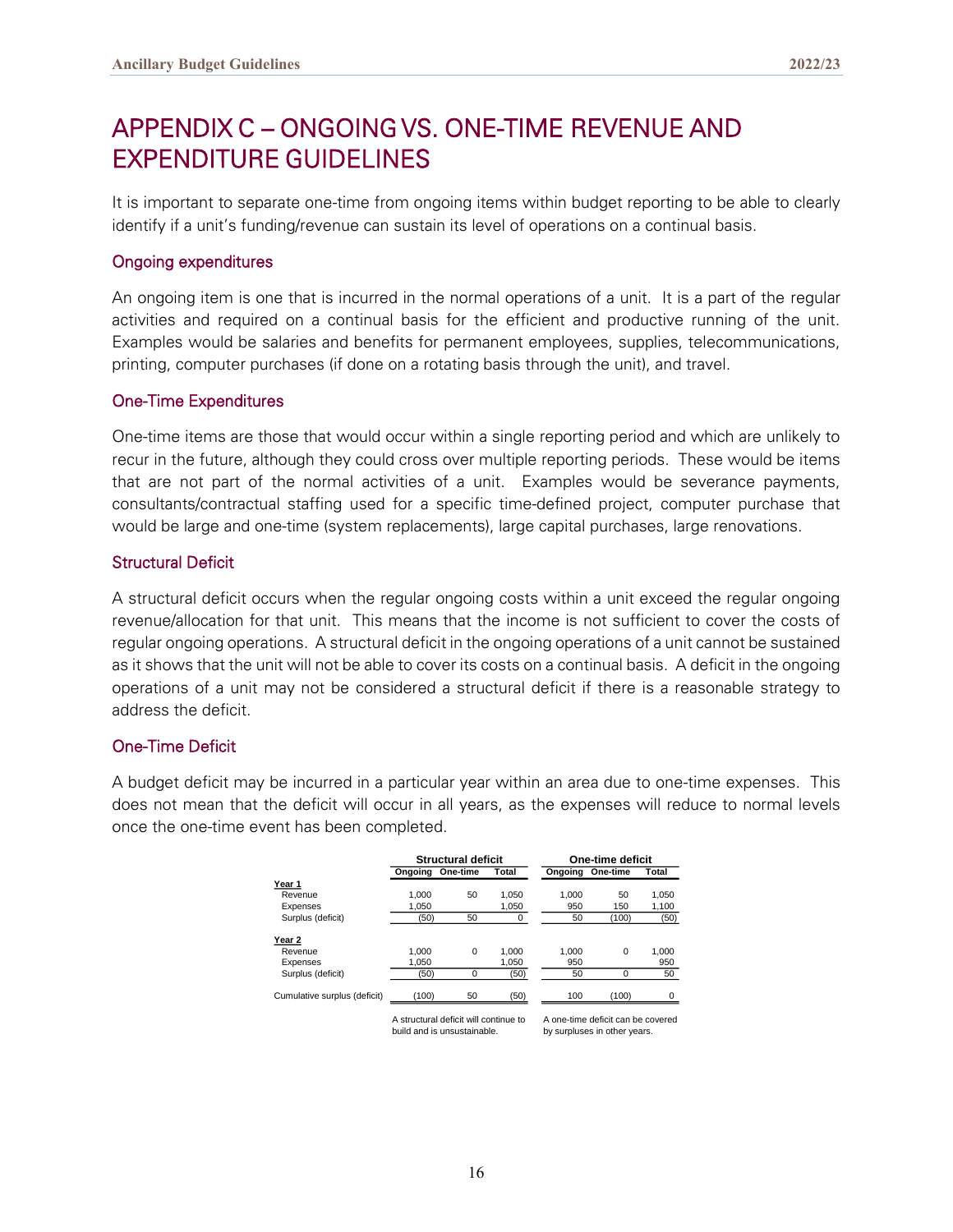# APPENDIX C – ONGOING VS. ONE-TIME REVENUE AND EXPENDITURE GUIDELINES

It is important to separate one-time from ongoing items within budget reporting to be able to clearly identify if a unit's funding/revenue can sustain its level of operations on a continual basis.

### Ongoing expenditures

An ongoing item is one that is incurred in the normal operations of a unit. It is a part of the regular activities and required on a continual basis for the efficient and productive running of the unit. Examples would be salaries and benefits for permanent employees, supplies, telecommunications, printing, computer purchases (if done on a rotating basis through the unit), and travel.

### One-Time Expenditures

One-time items are those that would occur within a single reporting period and which are unlikely to recur in the future, although they could cross over multiple reporting periods. These would be items that are not part of the normal activities of a unit. Examples would be severance payments, consultants/contractual staffing used for a specific time-defined project, computer purchase that would be large and one-time (system replacements), large capital purchases, large renovations.

### Structural Deficit

A structural deficit occurs when the regular ongoing costs within a unit exceed the regular ongoing revenue/allocation for that unit. This means that the income is not sufficient to cover the costs of regular ongoing operations. A structural deficit in the ongoing operations of a unit cannot be sustained as it shows that the unit will not be able to cover its costs on a continual basis. A deficit in the ongoing operations of a unit may not be considered a structural deficit if there is a reasonable strategy to address the deficit.

### One-Time Deficit

A budget deficit may be incurred in a particular year within an area due to one-time expenses. This does not mean that the deficit will occur in all years, as the expenses will reduce to normal levels once the one-time event has been completed.

| | Structural deficit | | | One-time deficit | | |
|---|---|---|---|---|---|---|
| | Ongoing | One-time | Total | Ongoing | One-time | Total |
| **Year 1** | | | | | | |
| Revenue | 1,000 | 50 | 1,050 | 1,000 | 50 | 1,050 |
| Expenses | 1,050 | | 1,050 | 950 | 150 | 1,100 |
| Surplus (deficit) | (50) | 50 | 0 | 50 | (100) | (50) |
| **Year 2** | | | | | | |
| Revenue | 1,000 | 0 | 1,000 | 1,000 | 0 | 1,000 |
| Expenses | 1,050 | | 1,050 | 950 | | 950 |
| Surplus (deficit) | (50) | 0 | (50) | 50 | 0 | 50 |
| Cumulative surplus (deficit) | (100) | 50 | (50) | 100 | (100) | 0 |
| | A structural deficit will continue to build and is unsustainable. | | | A one-time deficit can be covered by surpluses in other years. | | |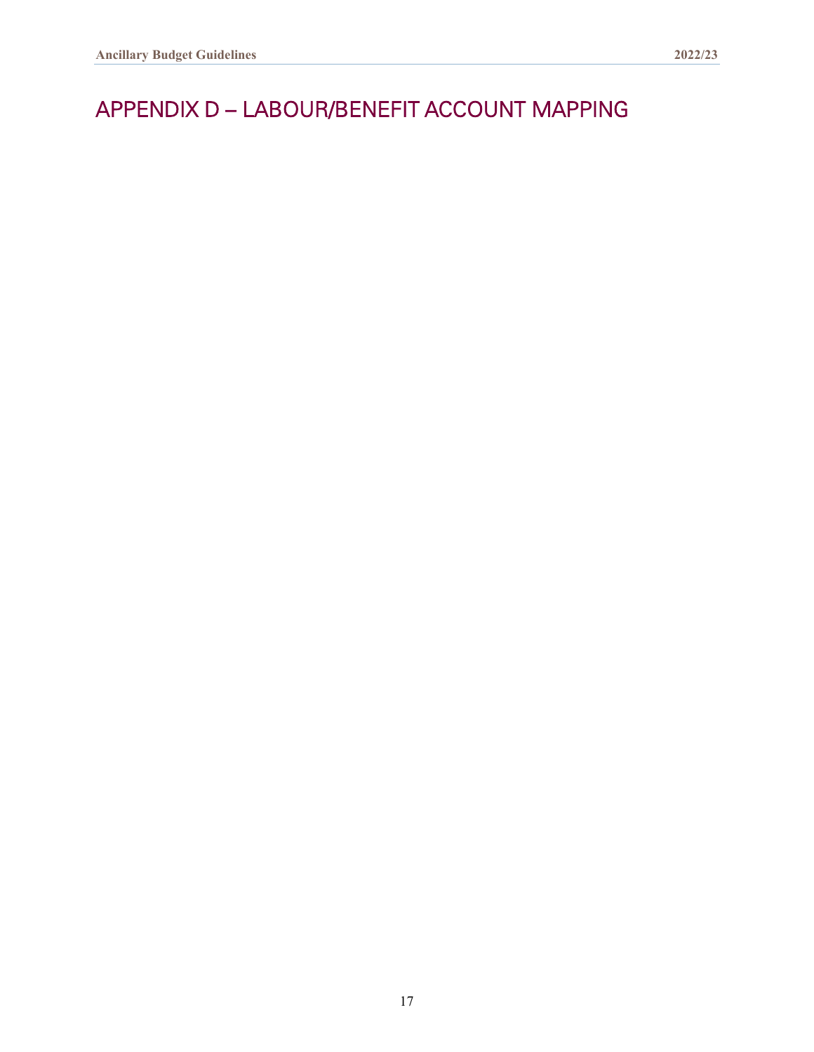# APPENDIX D – LABOUR/BENEFIT ACCOUNT MAPPING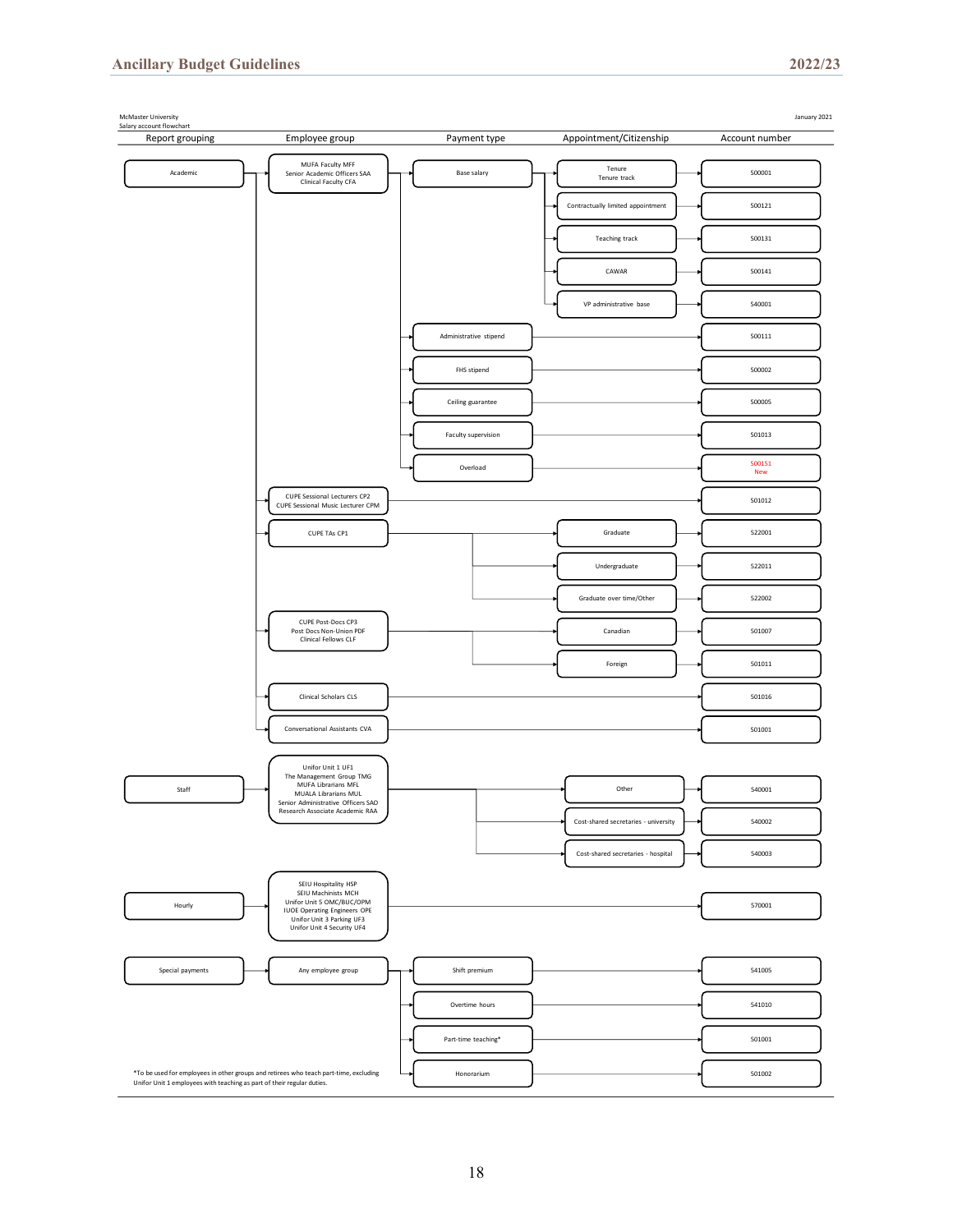McMaster University
Salary account flowchart

January 2021

Report grouping
Employee group
Payment type
Appointment/Citizenship
Account number

Academic

MUFA Faculty MFF
Senior Academic Officers SAA
Clinical Faculty CFA

Base salary

Tenure
Tenure track
500001

Contractually limited appointment
500121

Teaching track
500131

CAWAR
500141

VP administrative base
540001

Administrative stipend
500111

FHS stipend
500002

Ceiling guarantee
500005

Faculty supervision
501013

Overload
500151
New

CUPE Sessional Lecturers CP2
CUPE Sessional Music Lecturer CPM
501012

CUPE TAs CP1

Graduate
522001

Undergraduate
522011

Graduate over time/Other
522002

CUPE Post-Docs CP3
Post Docs Non-Union PDF
Clinical Fellows CLF

Canadian
501007

Foreign
501011

Clinical Scholars CLS
501016

Conversational Assistants CVA
501001

Staff

Unifor Unit 1 UF1
The Management Group TMG
MUFA Librarians MFL
MUALA Librarians MUL
Senior Administrative Officers SAO
Research Associate Academic RAA

Other
540001

Cost-shared secretaries - university
540002

Cost-shared secretaries - hospital
540003

Hourly

SEIU Hospitality HSP
SEIU Machinists MCH
Unifor Unit 5 OMC/BUC/OPM
IUOE Operating Engineers OPE
Unifor Unit 3 Parking UF3
Unifor Unit 4 Security UF4
570001

Special payments

Any employee group

Shift premium
541005

Overtime hours
541010

Part-time teaching*
501001

Honorarium
501002

*To be used for employees in other groups and retirees who teach part-time, excluding Unifor Unit 1 employees with teaching as part of their regular duties.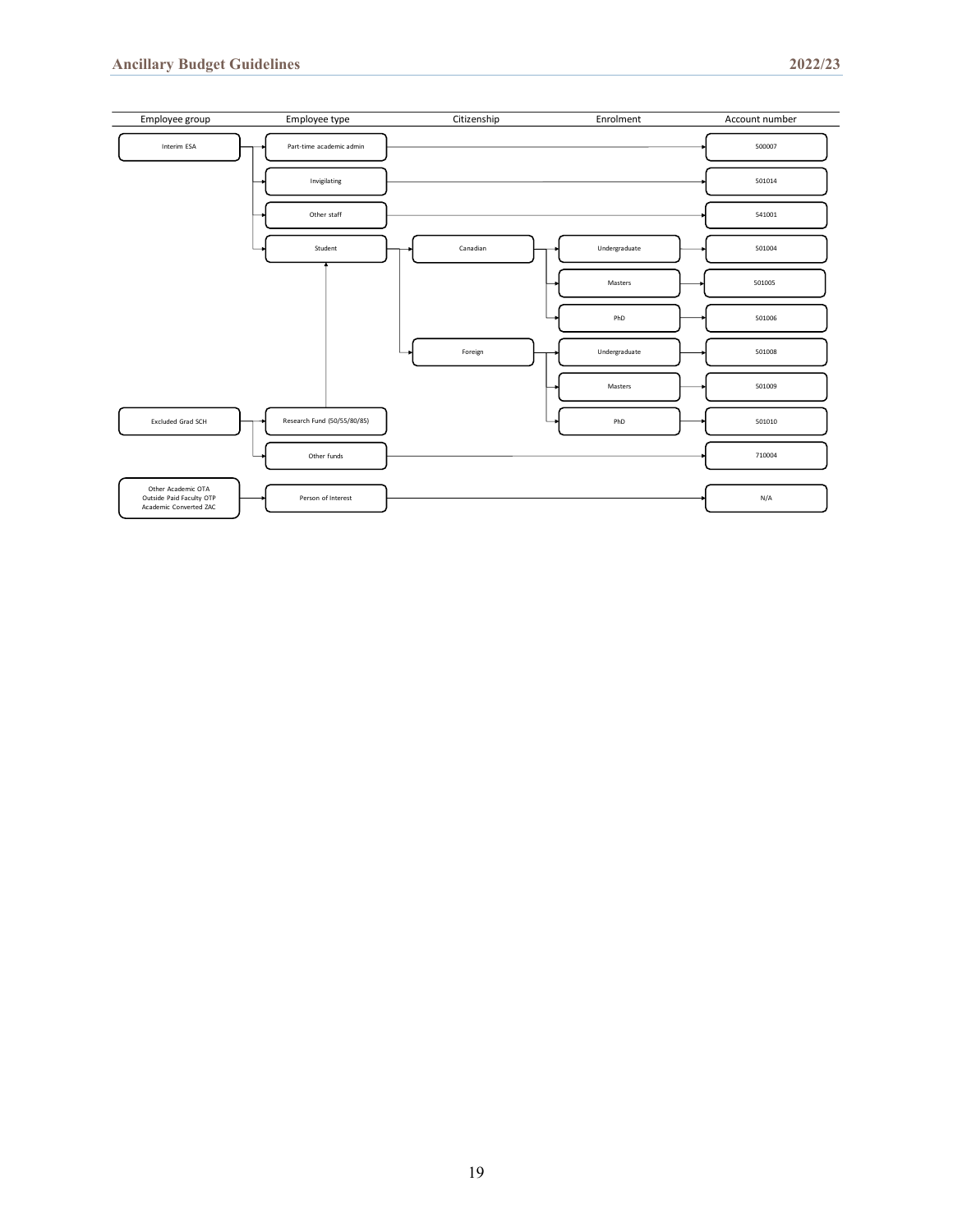Employee group

Employee type

Citizenship

Enrolment

Account number

Interim ESA

Part-time academic admin

500007

Invigilating

501014

Other staff

541001

Student

Canadian

Undergraduate

501004

Masters

501005

PhD

501006

Foreign

Undergraduate

501008

Masters

501009

PhD

501010

Excluded Grad SCH

Research Fund (50/55/80/85)

Other funds

710004

Other Academic OTA
Outside Paid Faculty OTP
Academic Converted ZAC

Person of Interest

N/A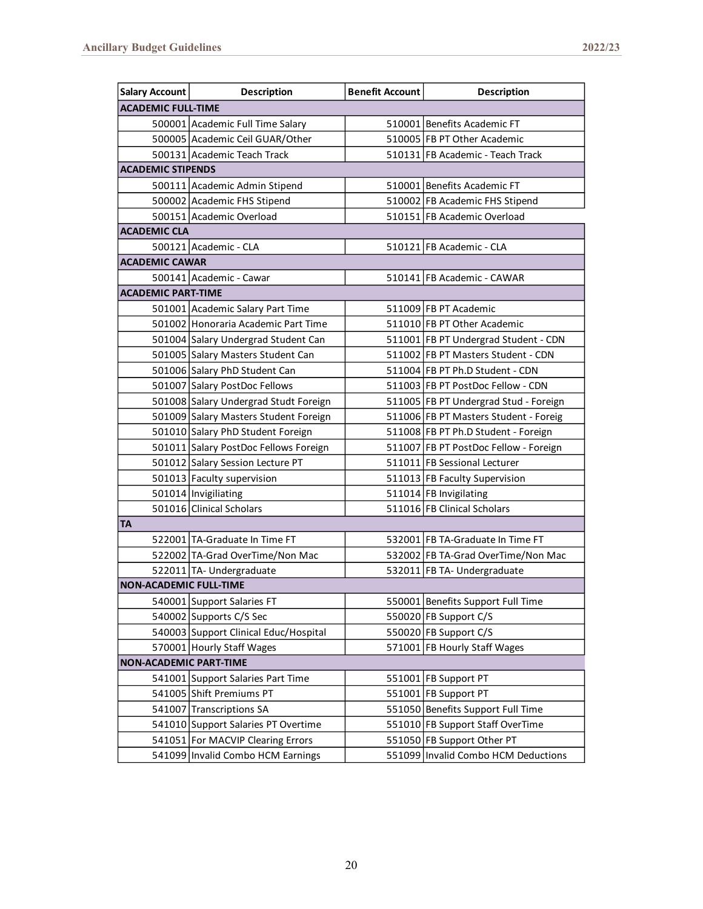| Salary Account | Description | Benefit Account | Description |
|---|---|---|---|
| **ACADEMIC FULL-TIME** | | | |
| 500001 | Academic Full Time Salary | 510001 | Benefits Academic FT |
| 500005 | Academic Ceil GUAR/Other | 510005 | FB PT Other Academic |
| 500131 | Academic Teach Track | 510131 | FB Academic - Teach Track |
| **ACADEMIC STIPENDS** | | | |
| 500111 | Academic Admin Stipend | 510001 | Benefits Academic FT |
| 500002 | Academic FHS Stipend | 510002 | FB Academic FHS Stipend |
| 500151 | Academic Overload | 510151 | FB Academic Overload |
| **ACADEMIC CLA** | | | |
| 500121 | Academic - CLA | 510121 | FB Academic - CLA |
| **ACADEMIC CAWAR** | | | |
| 500141 | Academic - Cawar | 510141 | FB Academic - CAWAR |
| **ACADEMIC PART-TIME** | | | |
| 501001 | Academic Salary Part Time | 511009 | FB PT Academic |
| 501002 | Honoraria Academic Part Time | 511010 | FB PT Other Academic |
| 501004 | Salary Undergrad Student Can | 511001 | FB PT Undergrad Student - CDN |
| 501005 | Salary Masters Student Can | 511002 | FB PT Masters Student - CDN |
| 501006 | Salary PhD Student Can | 511004 | FB PT Ph.D Student - CDN |
| 501007 | Salary PostDoc Fellows | 511003 | FB PT PostDoc Fellow - CDN |
| 501008 | Salary Undergrad Studt Foreign | 511005 | FB PT Undergrad Stud - Foreign |
| 501009 | Salary Masters Student Foreign | 511006 | FB PT Masters Student - Foreig |
| 501010 | Salary PhD Student Foreign | 511008 | FB PT Ph.D Student - Foreign |
| 501011 | Salary PostDoc Fellows Foreign | 511007 | FB PT PostDoc Fellow - Foreign |
| 501012 | Salary Session Lecture PT | 511011 | FB Sessional Lecturer |
| 501013 | Faculty supervision | 511013 | FB Faculty Supervision |
| 501014 | Invigiliating | 511014 | FB Invigilating |
| 501016 | Clinical Scholars | 511016 | FB Clinical Scholars |
| **TA** | | | |
| 522001 | TA-Graduate In Time FT | 532001 | FB TA-Graduate In Time FT |
| 522002 | TA-Grad OverTime/Non Mac | 532002 | FB TA-Grad OverTime/Non Mac |
| 522011 | TA- Undergraduate | 532011 | FB TA- Undergraduate |
| **NON-ACADEMIC FULL-TIME** | | | |
| 540001 | Support Salaries FT | 550001 | Benefits Support Full Time |
| 540002 | Supports C/S Sec | 550020 | FB Support C/S |
| 540003 | Support Clinical Educ/Hospital | 550020 | FB Support C/S |
| 570001 | Hourly Staff Wages | 571001 | FB Hourly Staff Wages |
| **NON-ACADEMIC PART-TIME** | | | |
| 541001 | Support Salaries Part Time | 551001 | FB Support PT |
| 541005 | Shift Premiums PT | 551001 | FB Support PT |
| 541007 | Transcriptions SA | 551050 | Benefits Support Full Time |
| 541010 | Support Salaries PT Overtime | 551010 | FB Support Staff OverTime |
| 541051 | For MACVIP Clearing Errors | 551050 | FB Support Other PT |
| 541099 | Invalid Combo HCM Earnings | 551099 | Invalid Combo HCM Deductions |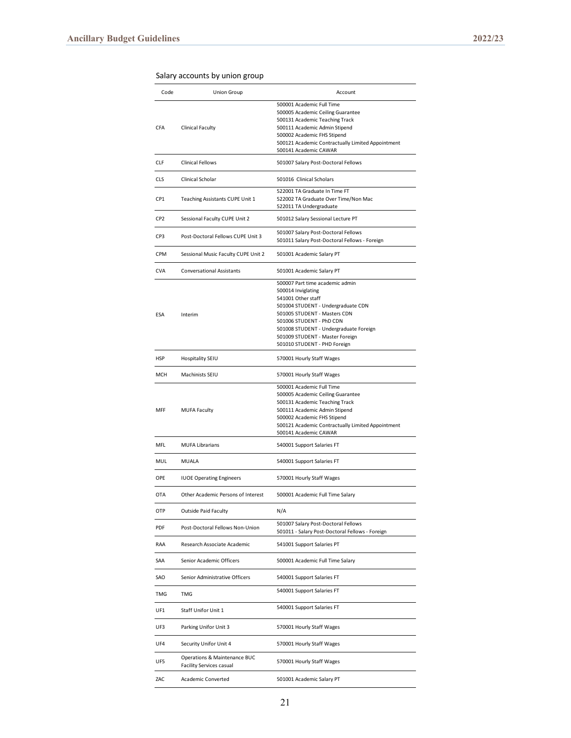Salary accounts by union group

| Code | Union Group | Account |
|---|---|---|
| CFA | Clinical Faculty | 500001 Academic Full Time<br>500005 Academic Ceiling Guarantee<br>500131 Academic Teaching Track<br>500111 Academic Admin Stipend<br>500002 Academic FHS Stipend<br>500121 Academic Contractually Limited Appointment<br>500141 Academic CAWAR |
| CLF | Clinical Fellows | 501007 Salary Post-Doctoral Fellows |
| CLS | Clinical Scholar | 501016 Clinical Scholars |
| CP1 | Teaching Assistants CUPE Unit 1 | 522001 TA Graduate In Time FT<br>522002 TA Graduate Over Time/Non Mac<br>522011 TA Undergraduate |
| CP2 | Sessional Faculty CUPE Unit 2 | 501012 Salary Sessional Lecture PT |
| CP3 | Post-Doctoral Fellows CUPE Unit 3 | 501007 Salary Post-Doctoral Fellows<br>501011 Salary Post-Doctoral Fellows - Foreign |
| CPM | Sessional Music Faculty CUPE Unit 2 | 501001 Academic Salary PT |
| CVA | Conversational Assistants | 501001 Academic Salary PT |
| ESA | Interim | 500007 Part time academic admin<br>500014 Invigilating<br>541001 Other staff<br>501004 STUDENT - Undergraduate CDN<br>501005 STUDENT - Masters CDN<br>501006 STUDENT - PhD CDN<br>501008 STUDENT - Undergraduate Foreign<br>501009 STUDENT - Master Foreign<br>501010 STUDENT - PHD Foreign |
| HSP | Hospitality SEIU | 570001 Hourly Staff Wages |
| MCH | Machinists SEIU | 570001 Hourly Staff Wages |
| MFF | MUFA Faculty | 500001 Academic Full Time<br>500005 Academic Ceiling Guarantee<br>500131 Academic Teaching Track<br>500111 Academic Admin Stipend<br>500002 Academic FHS Stipend<br>500121 Academic Contractually Limited Appointment<br>500141 Academic CAWAR |
| MFL | MUFA Librarians | 540001 Support Salaries FT |
| MUL | MUALA | 540001 Support Salaries FT |
| OPE | IUOE Operating Engineers | 570001 Hourly Staff Wages |
| OTA | Other Academic Persons of Interest | 500001 Academic Full Time Salary |
| OTP | Outside Paid Faculty | N/A |
| PDF | Post-Doctoral Fellows Non-Union | 501007 Salary Post-Doctoral Fellows<br>501011 - Salary Post-Doctoral Fellows - Foreign |
| RAA | Research Associate Academic | 541001 Support Salaries PT |
| SAA | Senior Academic Officers | 500001 Academic Full Time Salary |
| SAO | Senior Administrative Officers | 540001 Support Salaries FT |
| TMG | TMG | 540001 Support Salaries FT |
| UF1 | Staff Unifor Unit 1 | 540001 Support Salaries FT |
| UF3 | Parking Unifor Unit 3 | 570001 Hourly Staff Wages |
| UF4 | Security Unifor Unit 4 | 570001 Hourly Staff Wages |
| UF5 | Operations & Maintenance BUC Facility Services casual | 570001 Hourly Staff Wages |
| ZAC | Academic Converted | 501001 Academic Salary PT |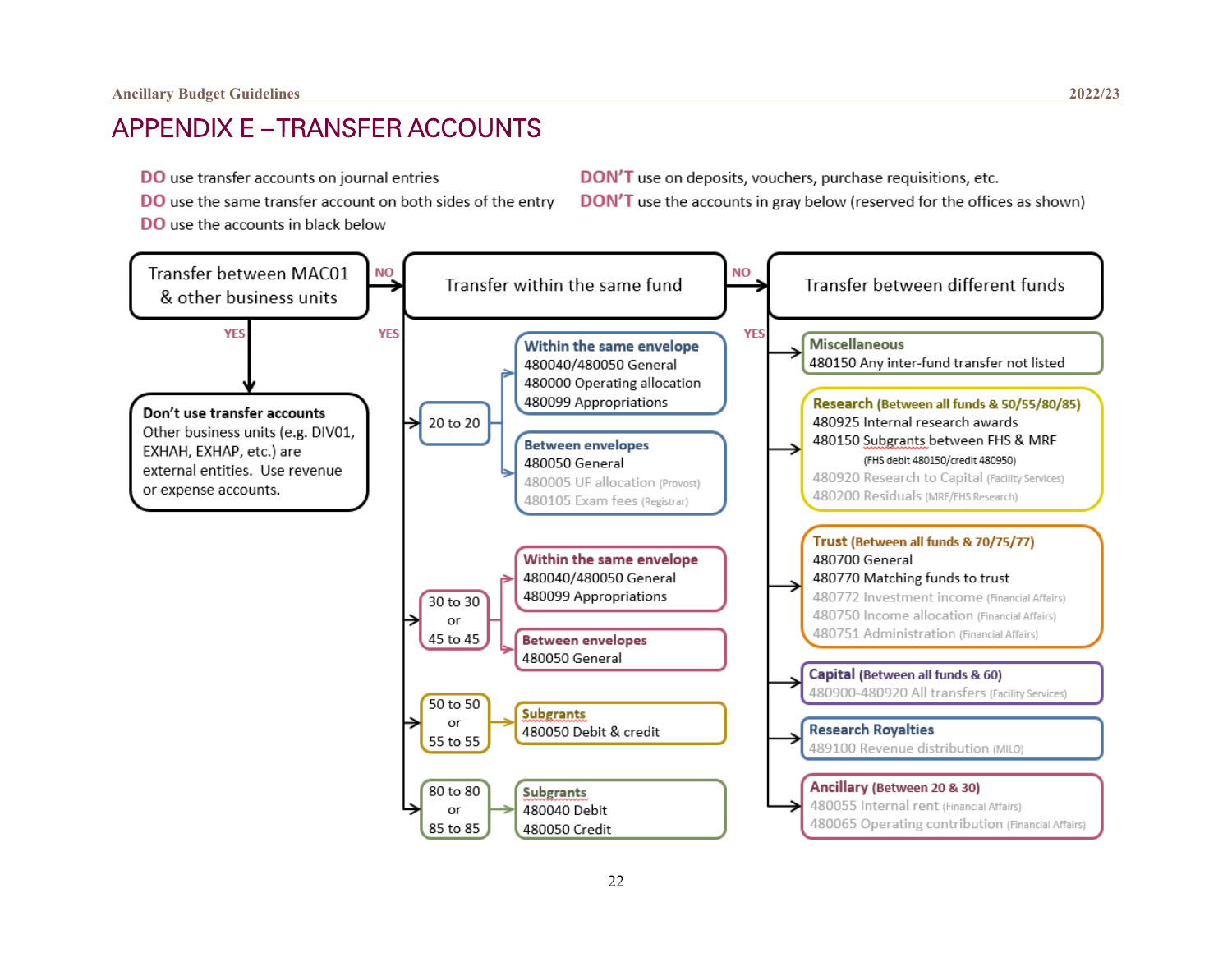# APPENDIX E –TRANSFER ACCOUNTS

**DO** use transfer accounts on journal entries
**DO** use the same transfer account on both sides of the entry
**DO** use the accounts in black below

**DON'T** use on deposits, vouchers, purchase requisitions, etc.
**DON'T** use the accounts in gray below (reserved for the offices as shown)

Transfer between MAC01 & other business units

NO → Transfer within the same fund

NO → Transfer between different funds

YES ↓

**Don't use transfer accounts**
Other business units (e.g. DIV01, EXHAH, EXHAP, etc.) are external entities. Use revenue or expense accounts.

YES (Transfer within the same fund)

20 to 20

**Within the same envelope**
480040/480050 General
480000 Operating allocation
480099 Appropriations

**Between envelopes**
480050 General
480005 UF allocation (Provost)
480105 Exam fees (Registrar)

30 to 30
or
45 to 45

**Within the same envelope**
480040/480050 General
480099 Appropriations

**Between envelopes**
480050 General

50 to 50
or
55 to 55

**Subgrants**
480050 Debit & credit

80 to 80
or
85 to 85

**Subgrants**
480040 Debit
480050 Credit

YES (Transfer between different funds)

**Miscellaneous**
480150 Any inter-fund transfer not listed

**Research (Between all funds & 50/55/80/85)**
480925 Internal research awards
480150 Subgrants between FHS & MRF
(FHS debit 480150/credit 480950)
480920 Research to Capital (Facility Services)
480200 Residuals (MRF/FHS Research)

**Trust (Between all funds & 70/75/77)**
480700 General
480770 Matching funds to trust
480772 Investment income (Financial Affairs)
480750 Income allocation (Financial Affairs)
480751 Administration (Financial Affairs)

**Capital (Between all funds & 60)**
480900-480920 All transfers (Facility Services)

**Research Royalties**
489100 Revenue distribution (MILO)

**Ancillary (Between 20 & 30)**
480055 Internal rent (Financial Affairs)
480065 Operating contribution (Financial Affairs)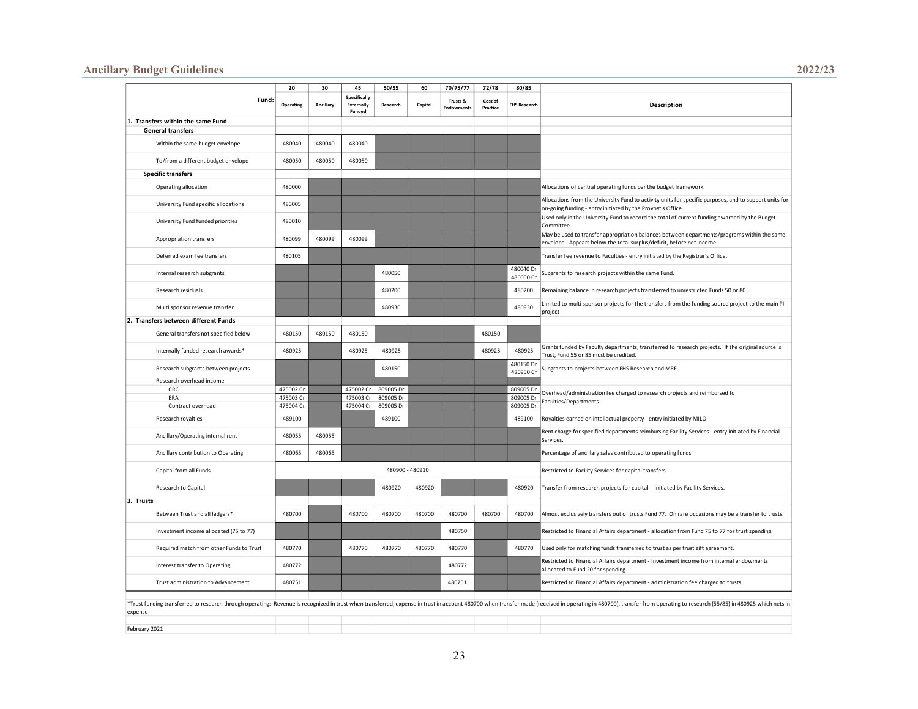| Fund: | 20 Operating | 30 Ancillary | 45 Specifically Externally Funded | 50/55 Research | 60 Capital | 70/75/77 Trusts & Endowments | 72/78 Cost of Practice | 80/85 FHS Research | Description |
|---|---|---|---|---|---|---|---|---|---|
| **1. Transfers within the same Fund** | | | | | | | | | |
| **General transfers** | | | | | | | | | |
| Within the same budget envelope | 480040 | 480040 | 480040 | | | | | | |
| To/from a different budget envelope | 480050 | 480050 | 480050 | | | | | | |
| **Specific transfers** | | | | | | | | | |
| Operating allocation | 480000 | | | | | | | | Allocations of central operating funds per the budget framework. |
| University Fund specific allocations | 480005 | | | | | | | | Allocations from the University Fund to activity units for specific purposes, and to support units for on-going funding - entry initiated by the Provost's Office. |
| University Fund funded priorities | 480010 | | | | | | | | Used only in the University Fund to record the total of current funding awarded by the Budget Committee. |
| Appropriation transfers | 480099 | 480099 | 480099 | | | | | | May be used to transfer appropriation balances between departments/programs within the same envelope. Appears below the total surplus/deficit, before net income. |
| Deferred exam fee transfers | 480105 | | | | | | | | Transfer fee revenue to Faculties - entry initiated by the Registrar's Office. |
| Internal research subgrants | | | | 480050 | | | | 480040 Dr 480050 Cr | Subgrants to research projects within the same Fund. |
| Research residuals | | | | 480200 | | | | 480200 | Remaining balance in research projects transferred to unrestricted Funds 50 or 80. |
| Multi sponsor revenue transfer | | | | 480930 | | | | 480930 | Limited to multi sponsor projects for the transfers from the funding source project to the main PI project |
| **2. Transfers between different Funds** | | | | | | | | | |
| General transfers not specified below | 480150 | 480150 | 480150 | | | | 480150 | | |
| Internally funded research awards* | 480925 | | 480925 | 480925 | | | 480925 | 480925 | Grants funded by Faculty departments, transferred to research projects. If the original source is Trust, Fund 55 or 85 must be credited. |
| Research subgrants between projects | | | | 480150 | | | | 480150 Dr 480950 Cr | Subgrants to projects between FHS Research and MRF. |
| Research overhead income | | | | | | | | | Overhead/administration fee charged to research projects and reimbursed to Faculties/Departments. |
| CRC | 475002 Cr | | 475002 Cr | 809005 Dr | | | | 809005 Dr | |
| ERA | 475003 Cr | | 475003 Cr | 809005 Dr | | | | 809005 Dr | |
| Contract overhead | 475004 Cr | | 475004 Cr | 809005 Dr | | | | 809005 Dr | |
| Research royalties | 489100 | | | 489100 | | | | 489100 | Royalties earned on intellectual property - entry initiated by MILO. |
| Ancillary/Operating internal rent | 480055 | 480055 | | | | | | | Rent charge for specified departments reimbursing Facility Services - entry initiated by Financial Services. |
| Ancillary contribution to Operating | 480065 | 480065 | | | | | | | Percentage of ancillary sales contributed to operating funds. |
| Capital from all Funds | 480900 - 480910 | | | | | | | | Restricted to Facility Services for capital transfers. |
| Research to Capital | | | | 480920 | 480920 | | | 480920 | Transfer from research projects for capital - initiated by Facility Services. |
| **3. Trusts** | | | | | | | | | |
| Between Trust and all ledgers* | 480700 | | 480700 | 480700 | 480700 | 480700 | 480700 | 480700 | Almost exclusively transfers out of trusts Fund 77. On rare occasions may be a transfer to trusts. |
| Investment income allocated (75 to 77) | | | | | | 480750 | | | Restricted to Financial Affairs department - allocation from Fund 75 to 77 for trust spending. |
| Required match from other Funds to Trust | 480770 | | 480770 | 480770 | 480770 | 480770 | | 480770 | Used only for matching funds transferred to trust as per trust gift agreement. |
| Interest transfer to Operating | 480772 | | | | | 480772 | | | Restricted to Financial Affairs department - Investment income from internal endowments allocated to Fund 20 for spending. |
| Trust administration to Advancement | 480751 | | | | | 480751 | | | Restricted to Financial Affairs department - administration fee charged to trusts. |

*Trust funding transferred to research through operating: Revenue is recognized in trust when transferred, expense in trust in account 480700 when transfer made (received in operating in 480700), transfer from operating to research (55/85) in 480925 which nets in expense

February 2021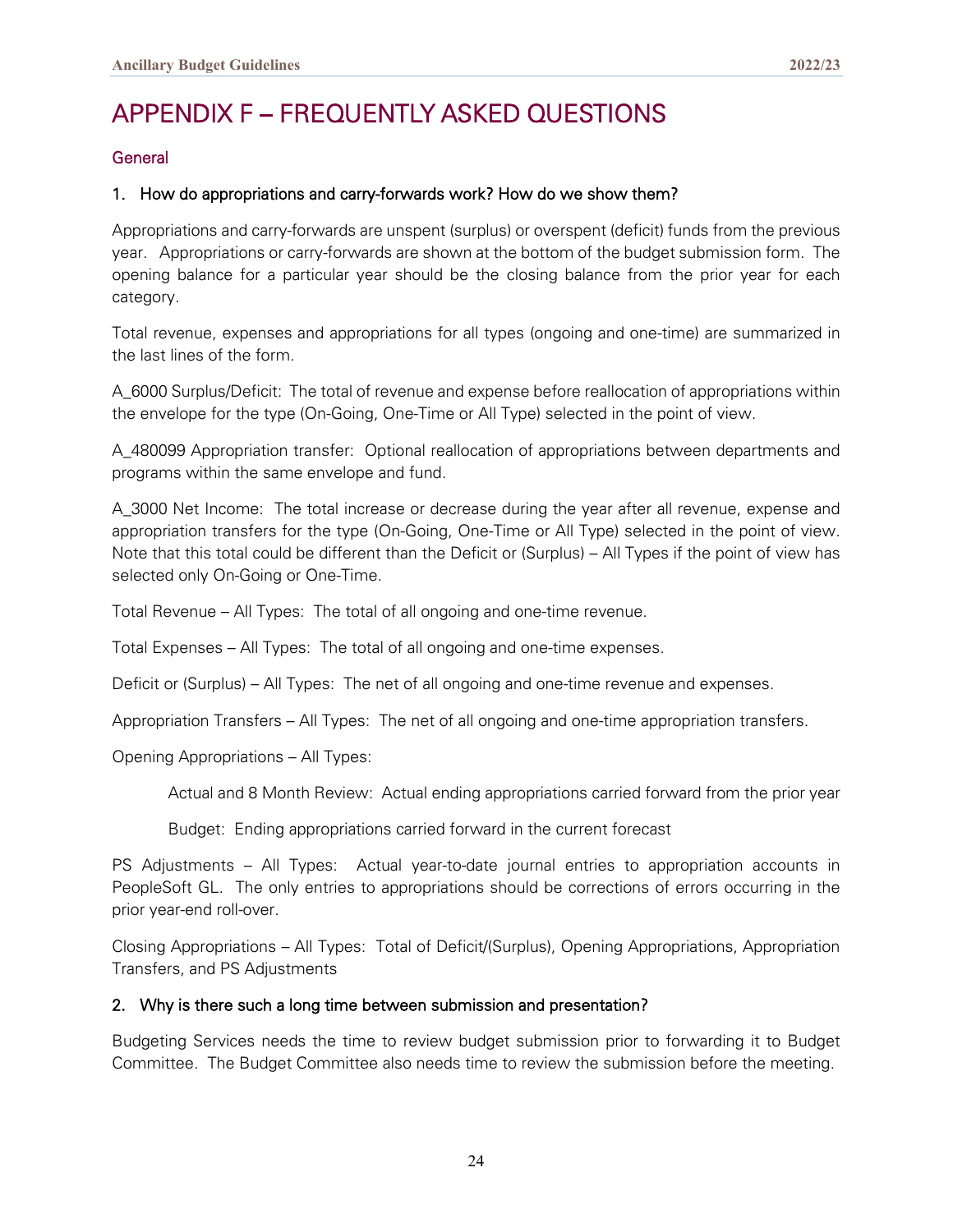# APPENDIX F – FREQUENTLY ASKED QUESTIONS

## General

### 1. How do appropriations and carry-forwards work? How do we show them?

Appropriations and carry-forwards are unspent (surplus) or overspent (deficit) funds from the previous year. Appropriations or carry-forwards are shown at the bottom of the budget submission form. The opening balance for a particular year should be the closing balance from the prior year for each category.

Total revenue, expenses and appropriations for all types (ongoing and one-time) are summarized in the last lines of the form.

A_6000 Surplus/Deficit: The total of revenue and expense before reallocation of appropriations within the envelope for the type (On-Going, One-Time or All Type) selected in the point of view.

A_480099 Appropriation transfer: Optional reallocation of appropriations between departments and programs within the same envelope and fund.

A_3000 Net Income: The total increase or decrease during the year after all revenue, expense and appropriation transfers for the type (On-Going, One-Time or All Type) selected in the point of view. Note that this total could be different than the Deficit or (Surplus) – All Types if the point of view has selected only On-Going or One-Time.

Total Revenue – All Types: The total of all ongoing and one-time revenue.

Total Expenses – All Types: The total of all ongoing and one-time expenses.

Deficit or (Surplus) – All Types: The net of all ongoing and one-time revenue and expenses.

Appropriation Transfers – All Types: The net of all ongoing and one-time appropriation transfers.

Opening Appropriations – All Types:

> Actual and 8 Month Review: Actual ending appropriations carried forward from the prior year
>
> Budget: Ending appropriations carried forward in the current forecast

PS Adjustments – All Types: Actual year-to-date journal entries to appropriation accounts in PeopleSoft GL. The only entries to appropriations should be corrections of errors occurring in the prior year-end roll-over.

Closing Appropriations – All Types: Total of Deficit/(Surplus), Opening Appropriations, Appropriation Transfers, and PS Adjustments

### 2. Why is there such a long time between submission and presentation?

Budgeting Services needs the time to review budget submission prior to forwarding it to Budget Committee. The Budget Committee also needs time to review the submission before the meeting.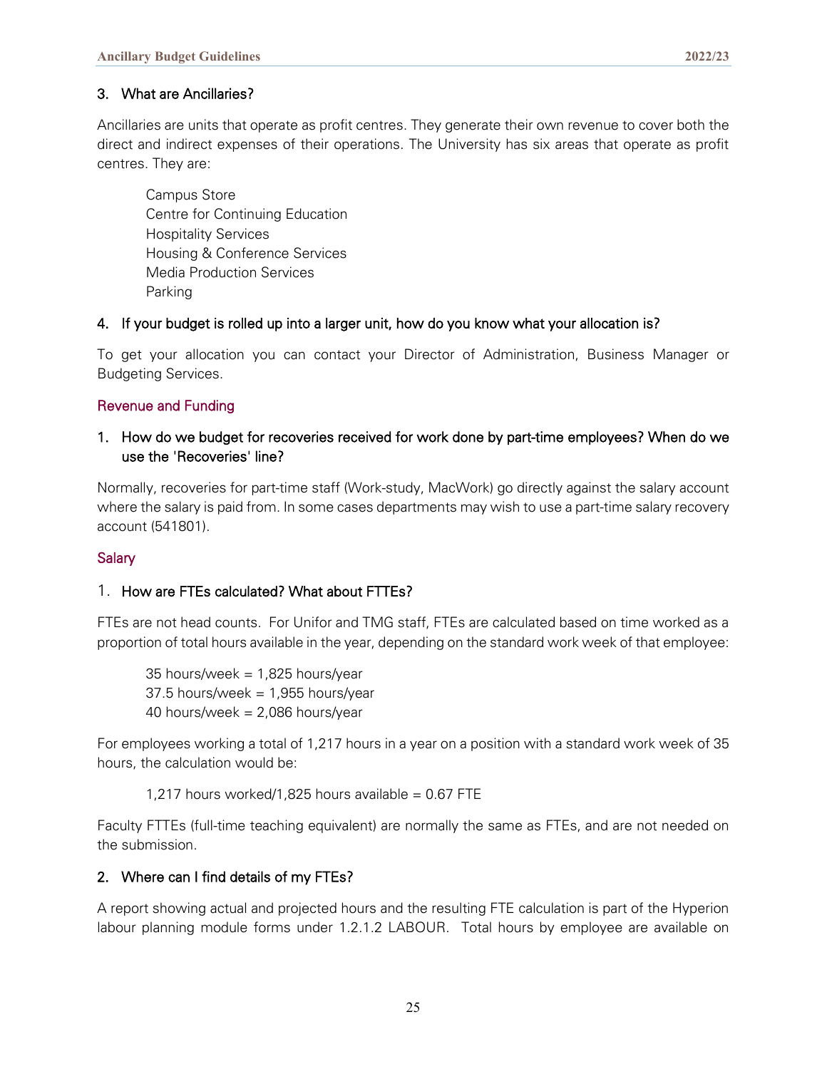### 3. What are Ancillaries?

Ancillaries are units that operate as profit centres. They generate their own revenue to cover both the direct and indirect expenses of their operations. The University has six areas that operate as profit centres. They are:

Campus Store
Centre for Continuing Education
Hospitality Services
Housing & Conference Services
Media Production Services
Parking

### 4. If your budget is rolled up into a larger unit, how do you know what your allocation is?

To get your allocation you can contact your Director of Administration, Business Manager or Budgeting Services.

## Revenue and Funding

### 1. How do we budget for recoveries received for work done by part-time employees? When do we use the 'Recoveries' line?

Normally, recoveries for part-time staff (Work-study, MacWork) go directly against the salary account where the salary is paid from. In some cases departments may wish to use a part-time salary recovery account (541801).

## Salary

### 1. How are FTEs calculated? What about FTTEs?

FTEs are not head counts. For Unifor and TMG staff, FTEs are calculated based on time worked as a proportion of total hours available in the year, depending on the standard work week of that employee:

35 hours/week = 1,825 hours/year
37.5 hours/week = 1,955 hours/year
40 hours/week = 2,086 hours/year

For employees working a total of 1,217 hours in a year on a position with a standard work week of 35 hours, the calculation would be:

1,217 hours worked/1,825 hours available = 0.67 FTE

Faculty FTTEs (full-time teaching equivalent) are normally the same as FTEs, and are not needed on the submission.

### 2. Where can I find details of my FTEs?

A report showing actual and projected hours and the resulting FTE calculation is part of the Hyperion labour planning module forms under 1.2.1.2 LABOUR. Total hours by employee are available on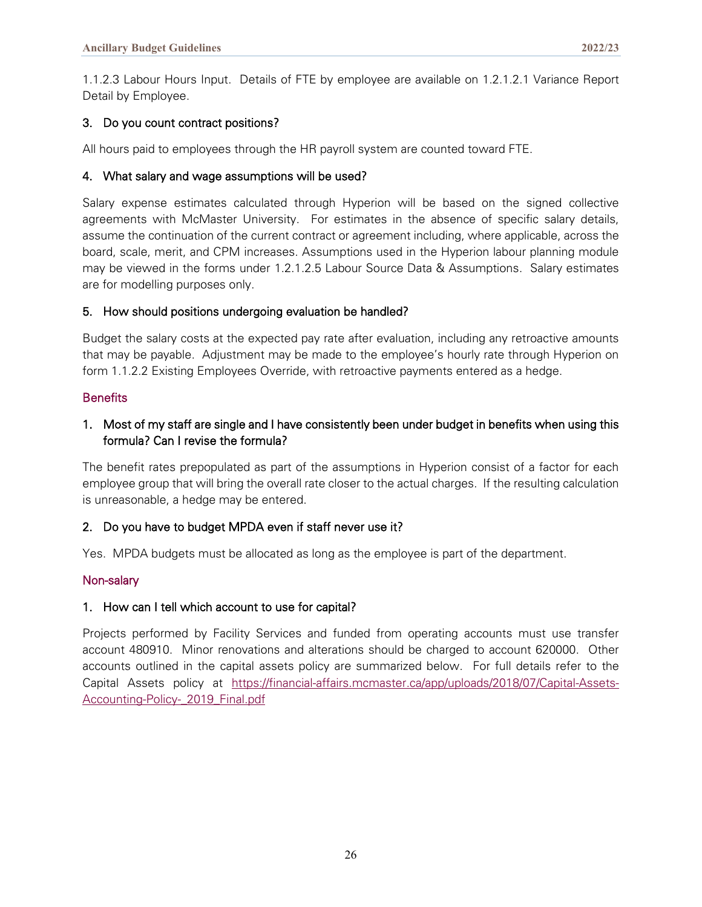1.1.2.3 Labour Hours Input. Details of FTE by employee are available on 1.2.1.2.1 Variance Report Detail by Employee.

3. Do you count contract positions?

All hours paid to employees through the HR payroll system are counted toward FTE.

4. What salary and wage assumptions will be used?

Salary expense estimates calculated through Hyperion will be based on the signed collective agreements with McMaster University. For estimates in the absence of specific salary details, assume the continuation of the current contract or agreement including, where applicable, across the board, scale, merit, and CPM increases. Assumptions used in the Hyperion labour planning module may be viewed in the forms under 1.2.1.2.5 Labour Source Data & Assumptions. Salary estimates are for modelling purposes only.

5. How should positions undergoing evaluation be handled?

Budget the salary costs at the expected pay rate after evaluation, including any retroactive amounts that may be payable. Adjustment may be made to the employee's hourly rate through Hyperion on form 1.1.2.2 Existing Employees Override, with retroactive payments entered as a hedge.

### Benefits

1. Most of my staff are single and I have consistently been under budget in benefits when using this formula? Can I revise the formula?

The benefit rates prepopulated as part of the assumptions in Hyperion consist of a factor for each employee group that will bring the overall rate closer to the actual charges. If the resulting calculation is unreasonable, a hedge may be entered.

2. Do you have to budget MPDA even if staff never use it?

Yes. MPDA budgets must be allocated as long as the employee is part of the department.

### Non-salary

1. How can I tell which account to use for capital?

Projects performed by Facility Services and funded from operating accounts must use transfer account 480910. Minor renovations and alterations should be charged to account 620000. Other accounts outlined in the capital assets policy are summarized below. For full details refer to the Capital Assets policy at [https://financial-affairs.mcmaster.ca/app/uploads/2018/07/Capital-Assets-Accounting-Policy-_2019_Final.pdf](https://financial-affairs.mcmaster.ca/app/uploads/2018/07/Capital-Assets-Accounting-Policy-_2019_Final.pdf)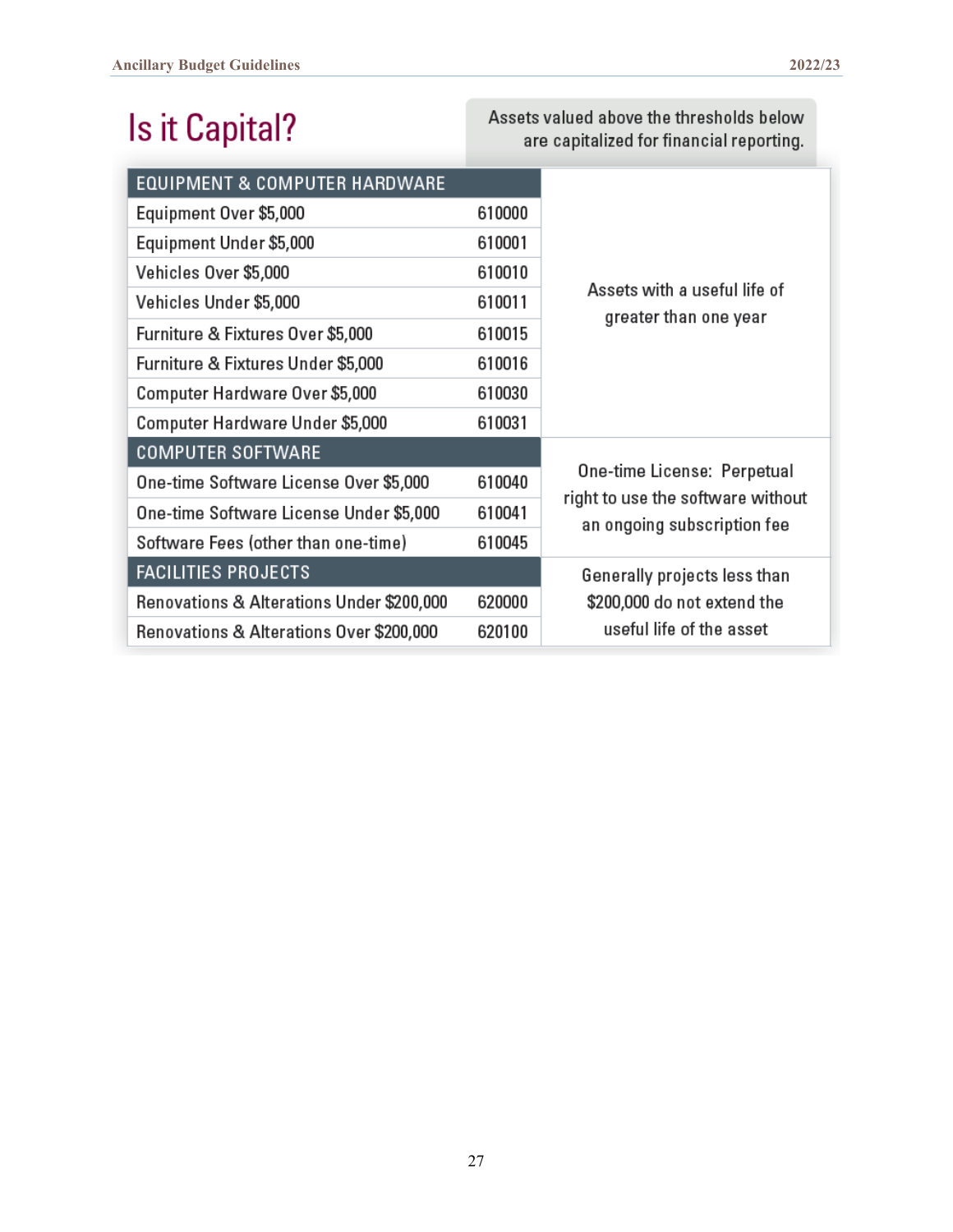# Is it Capital?

Assets valued above the thresholds below are capitalized for financial reporting.

| | | |
|---|---|---|
| **EQUIPMENT & COMPUTER HARDWARE** | | |
| Equipment Over $5,000 | 610000 | Assets with a useful life of greater than one year |
| Equipment Under $5,000 | 610001 | |
| Vehicles Over $5,000 | 610010 | |
| Vehicles Under $5,000 | 610011 | |
| Furniture & Fixtures Over $5,000 | 610015 | |
| Furniture & Fixtures Under $5,000 | 610016 | |
| Computer Hardware Over $5,000 | 610030 | |
| Computer Hardware Under $5,000 | 610031 | |
| **COMPUTER SOFTWARE** | | One-time License: Perpetual right to use the software without an ongoing subscription fee |
| One-time Software License Over $5,000 | 610040 | |
| One-time Software License Under $5,000 | 610041 | |
| Software Fees (other than one-time) | 610045 | |
| **FACILITIES PROJECTS** | | Generally projects less than $200,000 do not extend the useful life of the asset |
| Renovations & Alterations Under $200,000 | 620000 | |
| Renovations & Alterations Over $200,000 | 620100 | |